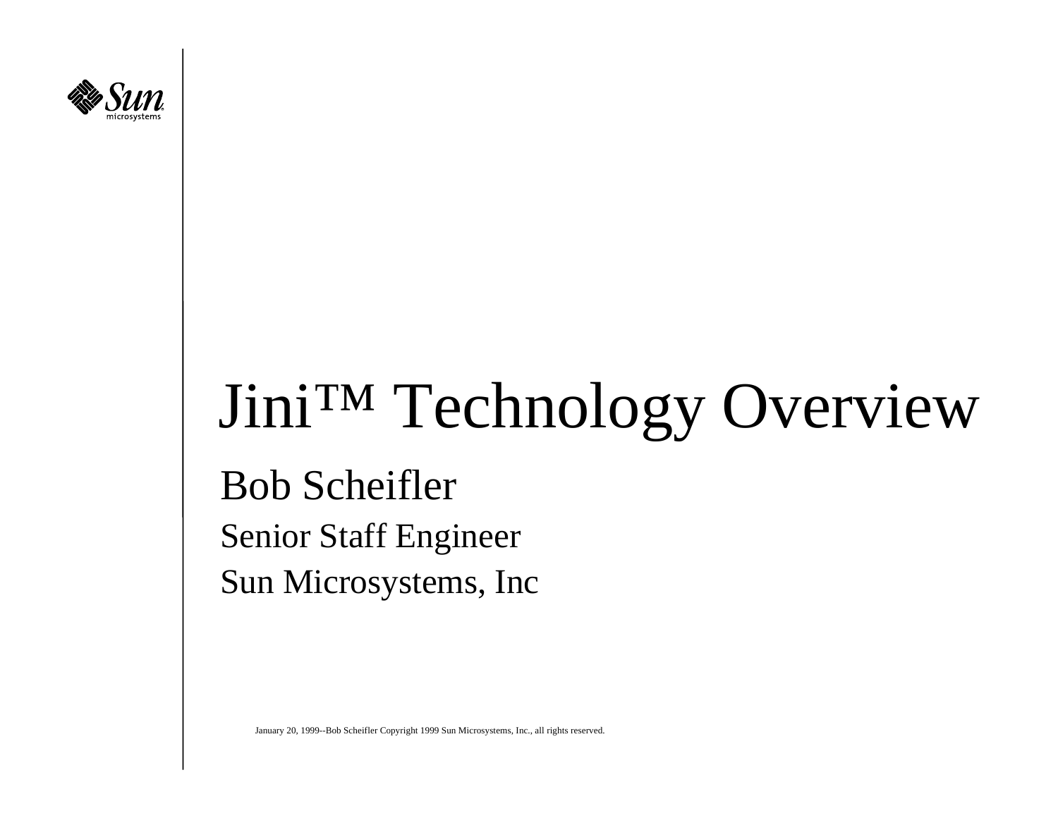# Jini™ Technology Overview

## Bob Scheifler

Senior Staff Engineer

Sun Microsystems, Inc

January 20, 1999--Bob Scheifler Copyright 1999 Sun Microsystems, Inc., all rights reserved.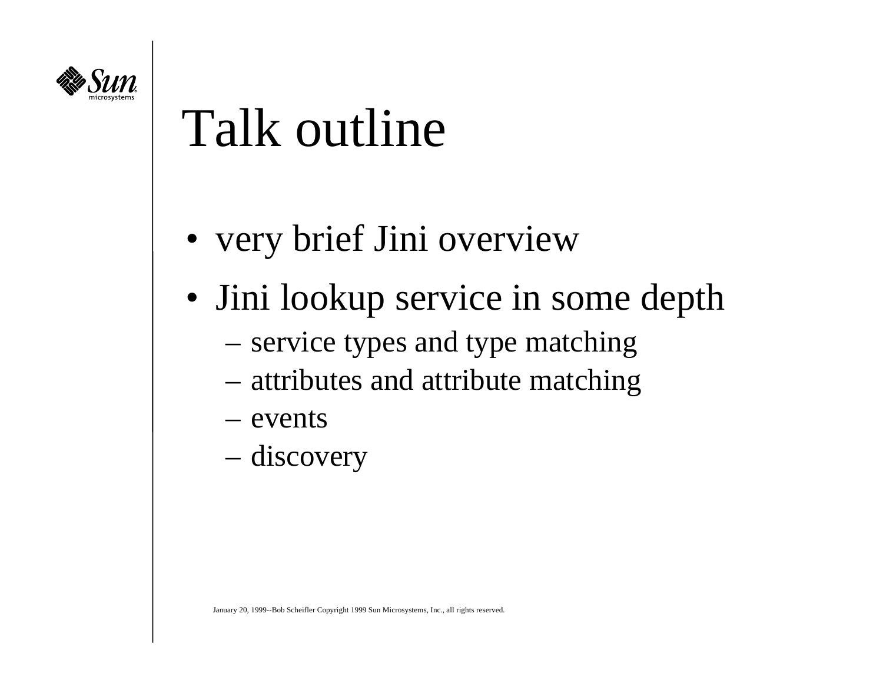# Talk outline

- very brief Jini overview
- Jini lookup service in some depth
  - service types and type matching
  - attributes and attribute matching
  - events
  - discovery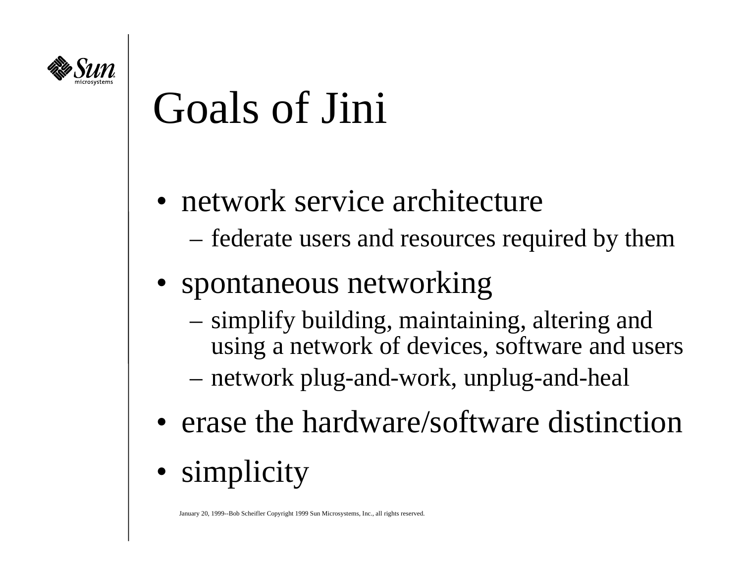# Goals of Jini

- network service architecture
  - federate users and resources required by them
- spontaneous networking
  - simplify building, maintaining, altering and using a network of devices, software and users
  - network plug-and-work, unplug-and-heal
- erase the hardware/software distinction
- simplicity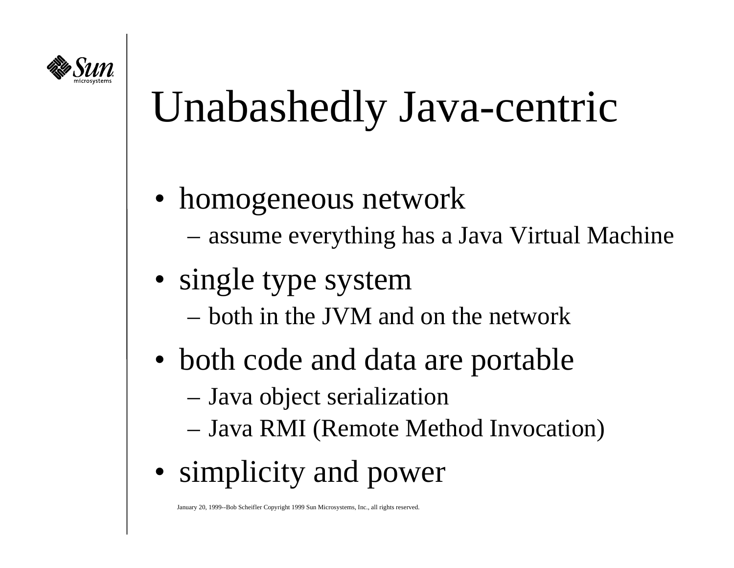# Unabashedly Java-centric

- homogeneous network
  - assume everything has a Java Virtual Machine
- single type system
  - both in the JVM and on the network
- both code and data are portable
  - Java object serialization
  - Java RMI (Remote Method Invocation)
- simplicity and power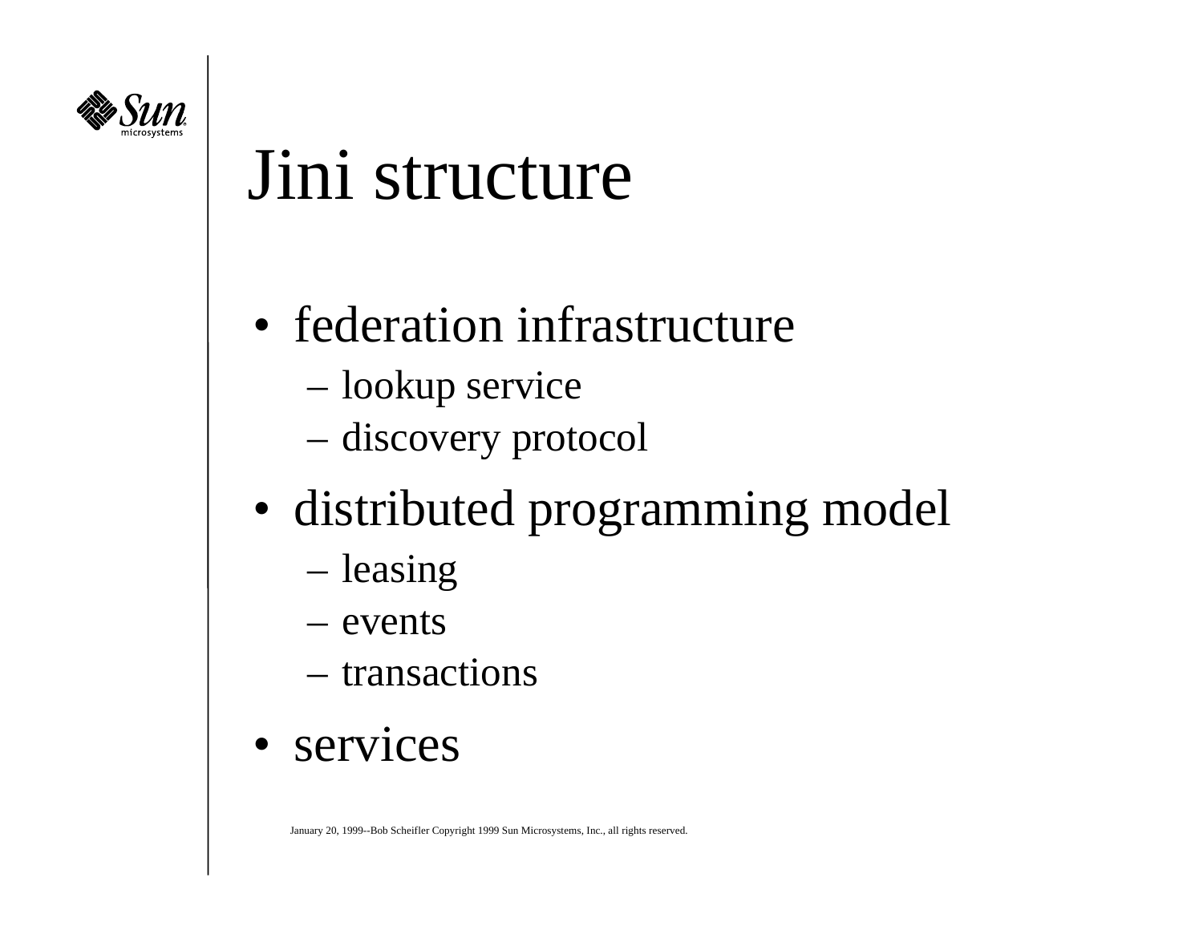# Jini structure

- federation infrastructure
  - lookup service
  - discovery protocol
- distributed programming model
  - leasing
  - events
  - transactions
- services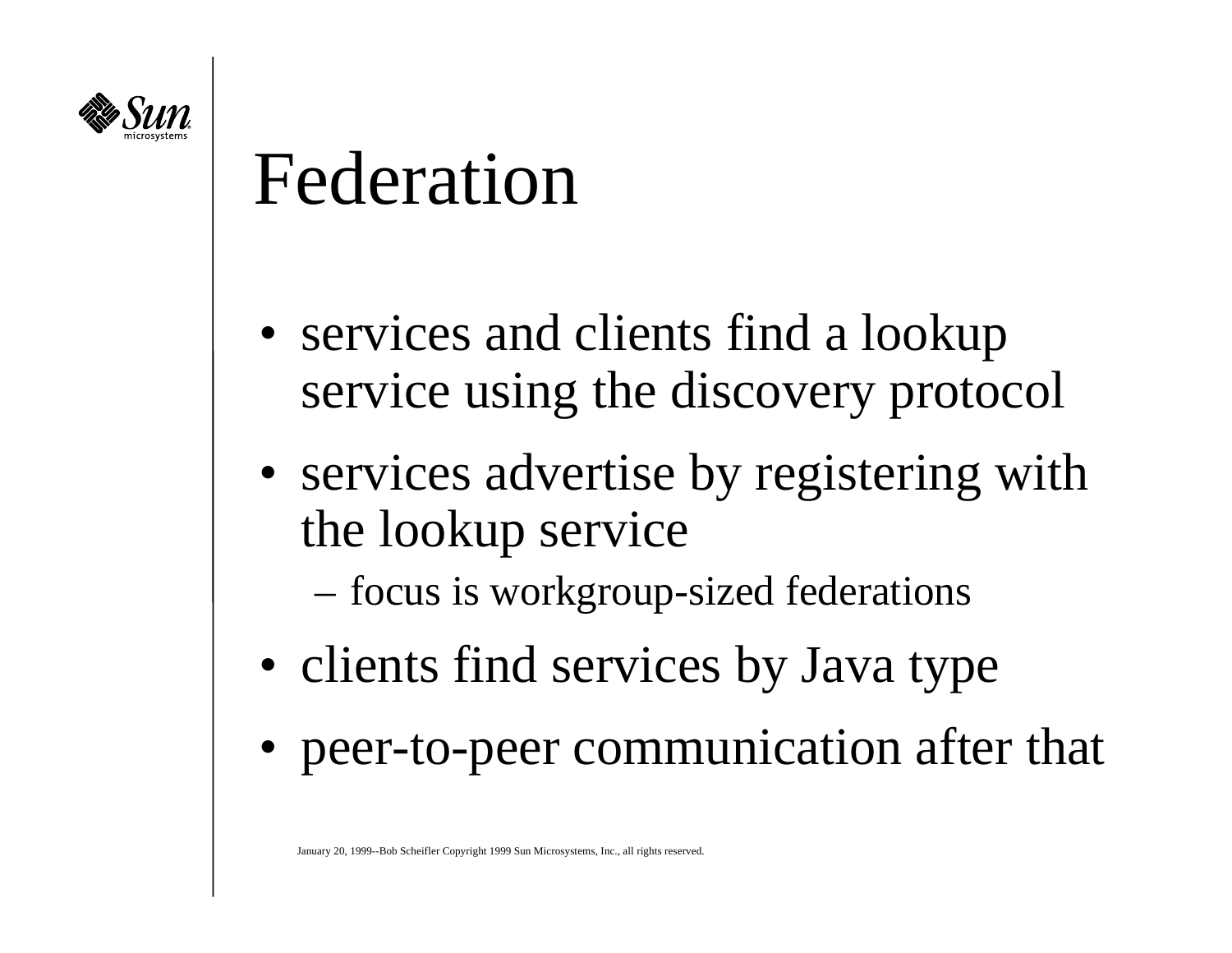# Federation

- services and clients find a lookup service using the discovery protocol
- services advertise by registering with the lookup service
  - focus is workgroup-sized federations
- clients find services by Java type
- peer-to-peer communication after that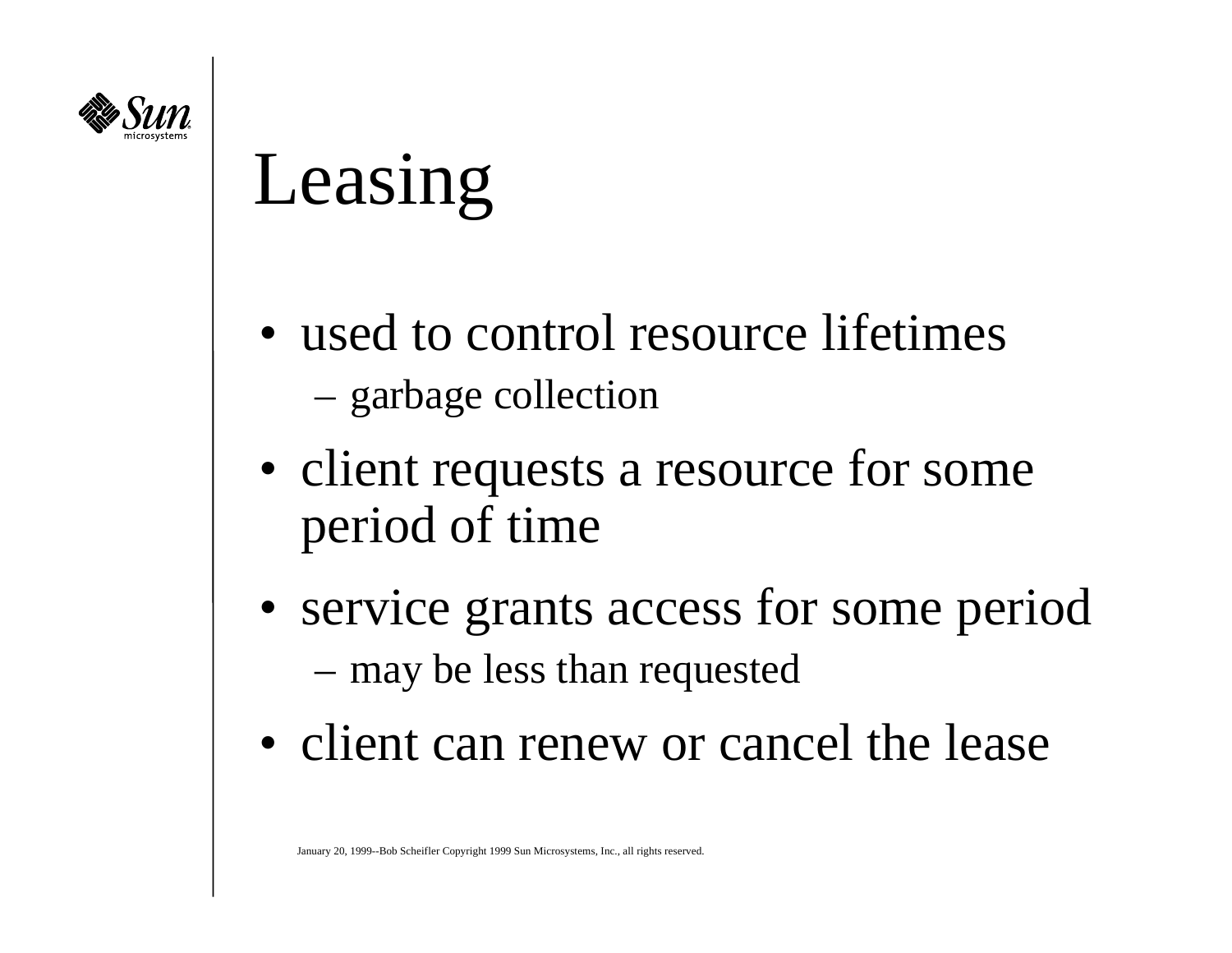# Leasing

- used to control resource lifetimes
  - garbage collection
- client requests a resource for some period of time
- service grants access for some period
  - may be less than requested
- client can renew or cancel the lease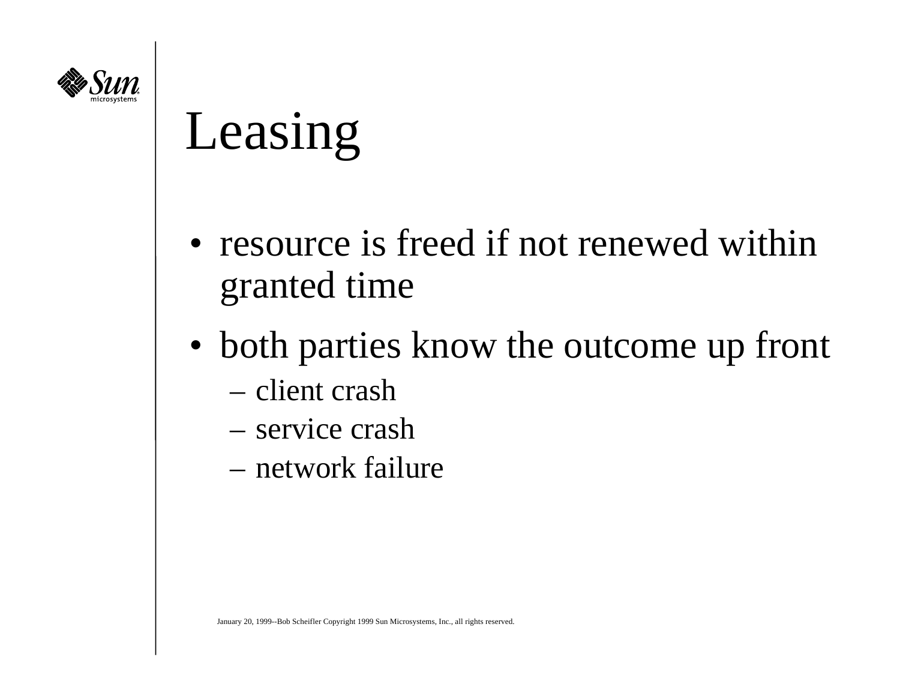# Leasing

- resource is freed if not renewed within granted time
- both parties know the outcome up front
  - client crash
  - service crash
  - network failure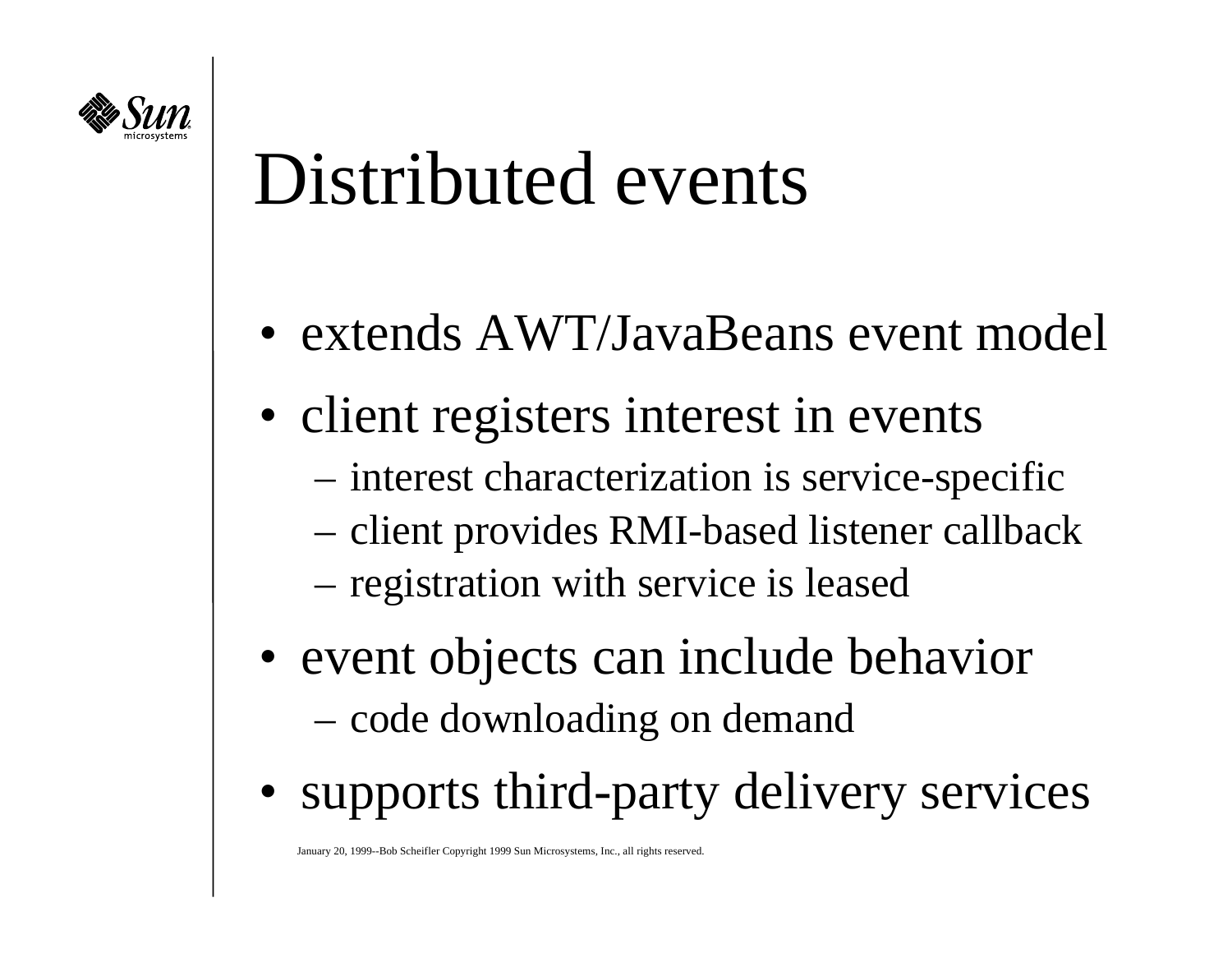# Distributed events

- extends AWT/JavaBeans event model
- client registers interest in events
  - interest characterization is service-specific
  - client provides RMI-based listener callback
  - registration with service is leased
- event objects can include behavior
  - code downloading on demand
- supports third-party delivery services

January 20, 1999--Bob Scheifler Copyright 1999 Sun Microsystems, Inc., all rights reserved.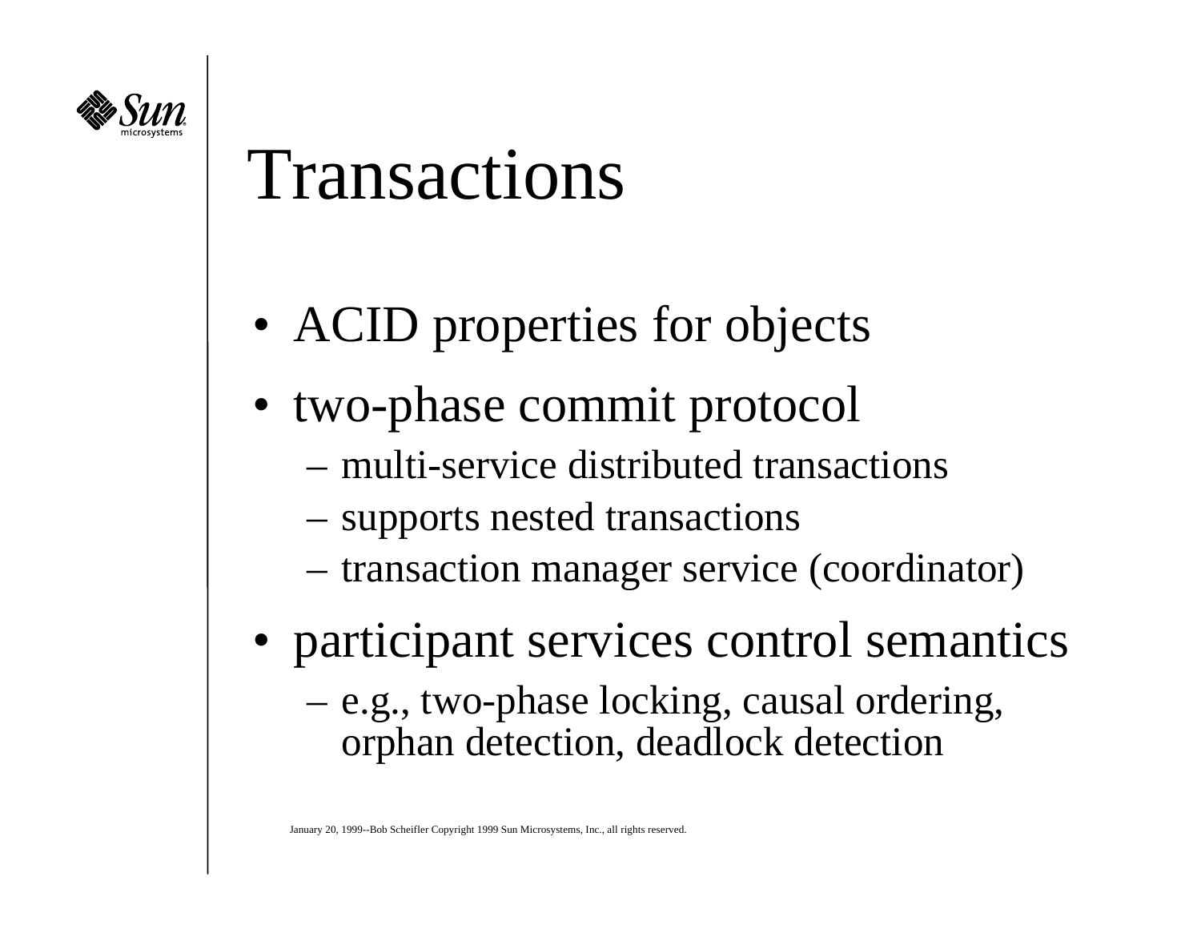# Transactions

- ACID properties for objects
- two-phase commit protocol
  - multi-service distributed transactions
  - supports nested transactions
  - transaction manager service (coordinator)
- participant services control semantics
  - e.g., two-phase locking, causal ordering, orphan detection, deadlock detection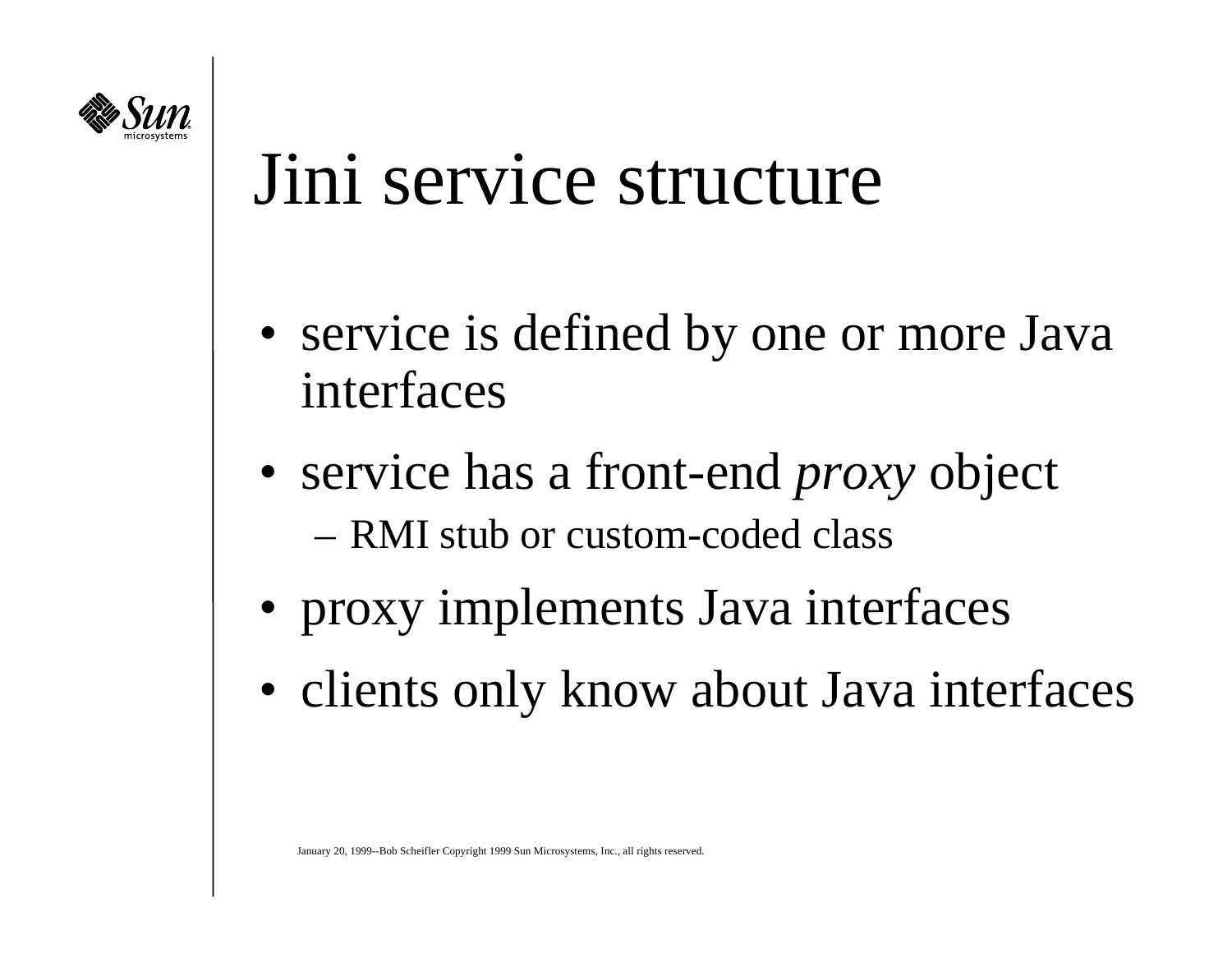# Jini service structure

- service is defined by one or more Java interfaces
- service has a front-end *proxy* object
  - RMI stub or custom-coded class
- proxy implements Java interfaces
- clients only know about Java interfaces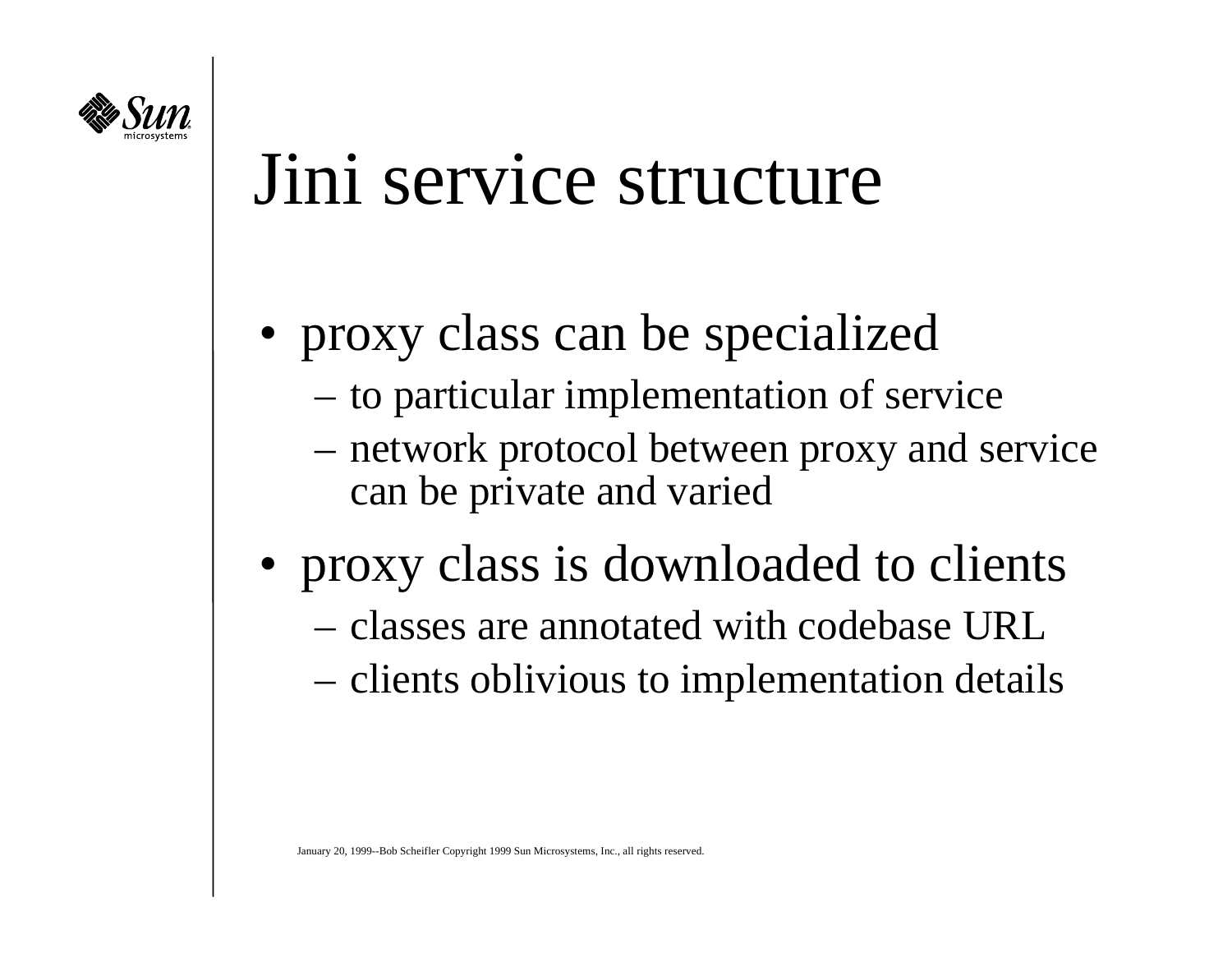# Jini service structure

- proxy class can be specialized
  - to particular implementation of service
  - network protocol between proxy and service can be private and varied
- proxy class is downloaded to clients
  - classes are annotated with codebase URL
  - clients oblivious to implementation details

January 20, 1999--Bob Scheifler Copyright 1999 Sun Microsystems, Inc., all rights reserved.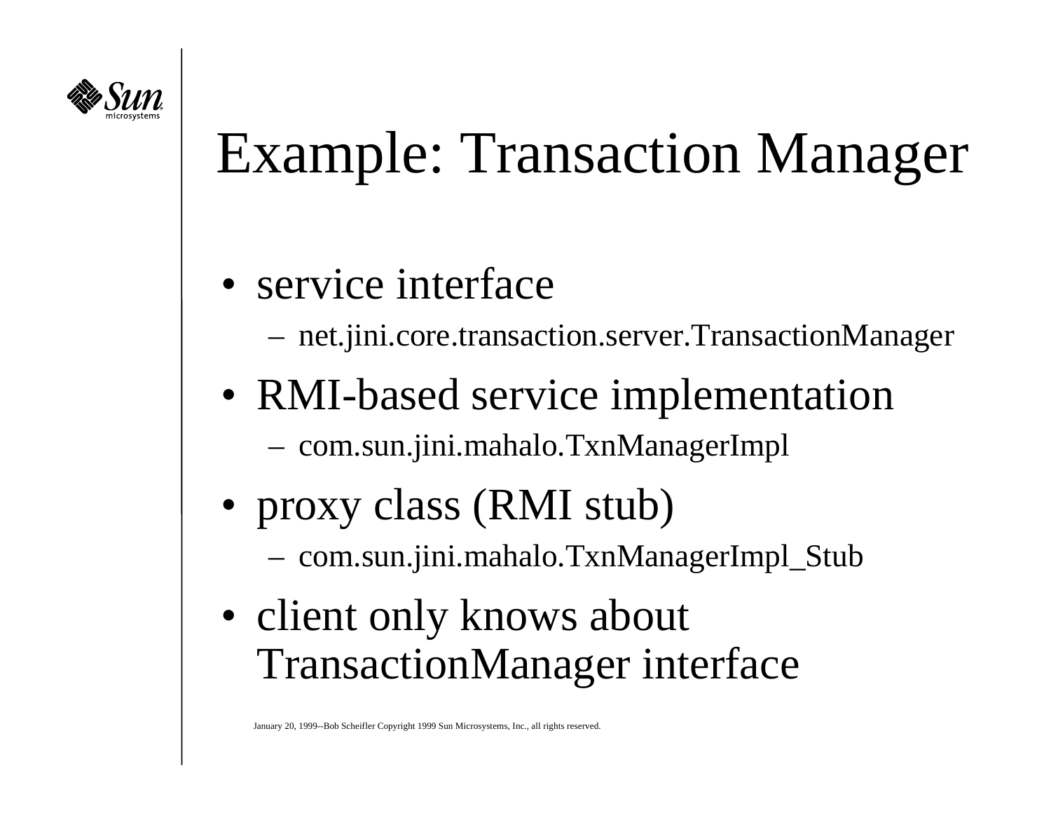# Example: Transaction Manager

- service interface
  - net.jini.core.transaction.server.TransactionManager
- RMI-based service implementation
  - com.sun.jini.mahalo.TxnManagerImpl
- proxy class (RMI stub)
  - com.sun.jini.mahalo.TxnManagerImpl_Stub
- client only knows about TransactionManager interface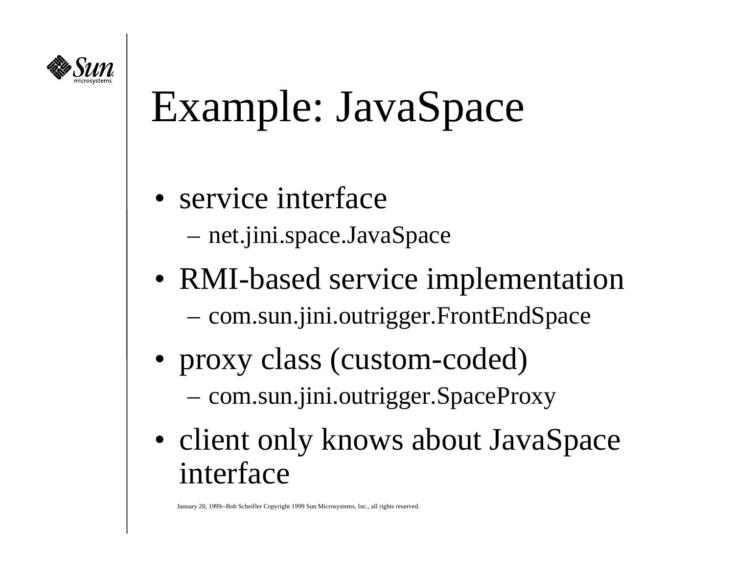# Example: JavaSpace

- service interface
  - net.jini.space.JavaSpace
- RMI-based service implementation
  - com.sun.jini.outrigger.FrontEndSpace
- proxy class (custom-coded)
  - com.sun.jini.outrigger.SpaceProxy
- client only knows about JavaSpace interface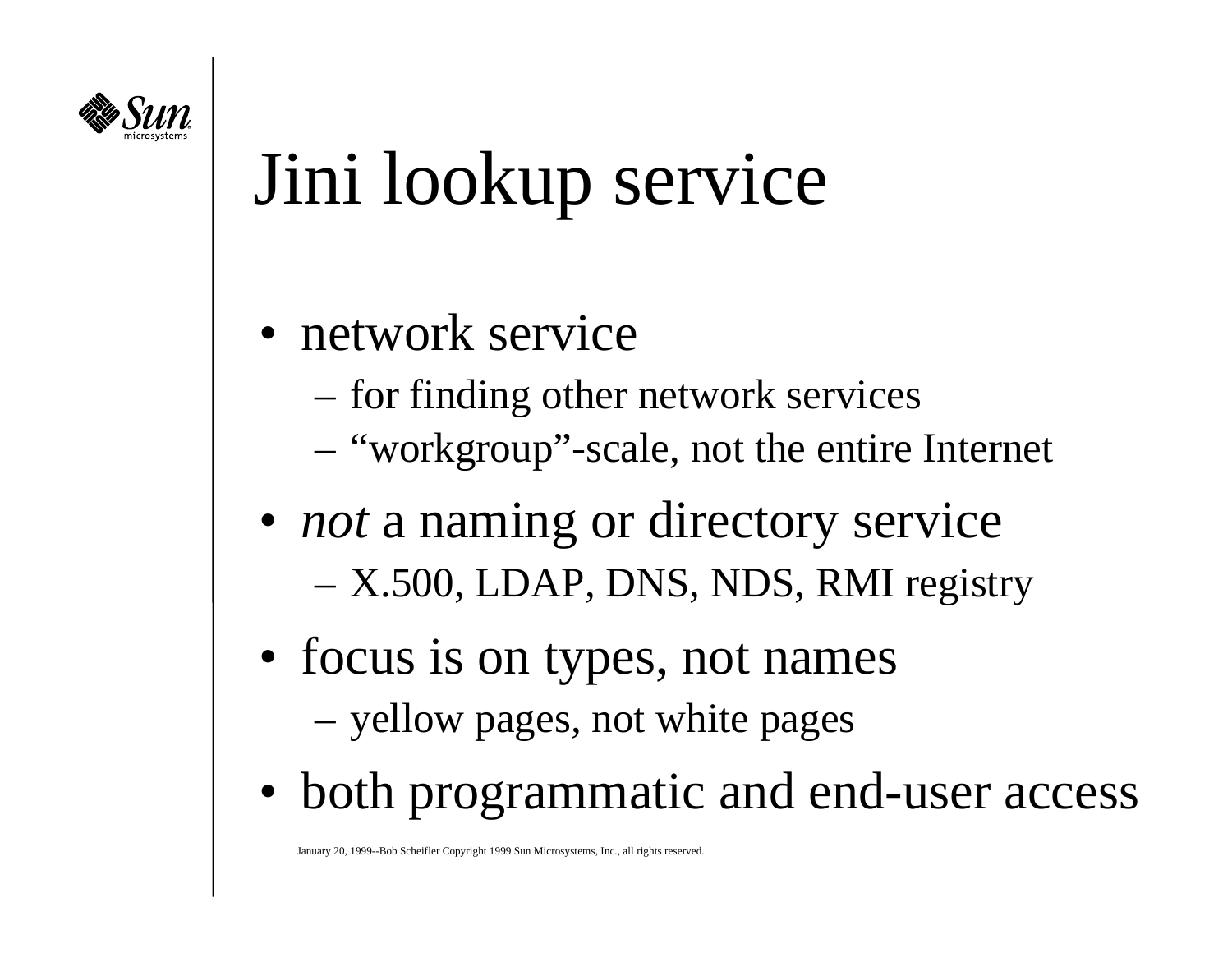# Jini lookup service

- network service
  - for finding other network services
  - “workgroup”-scale, not the entire Internet
- *not* a naming or directory service
  - X.500, LDAP, DNS, NDS, RMI registry
- focus is on types, not names
  - yellow pages, not white pages
- both programmatic and end-user access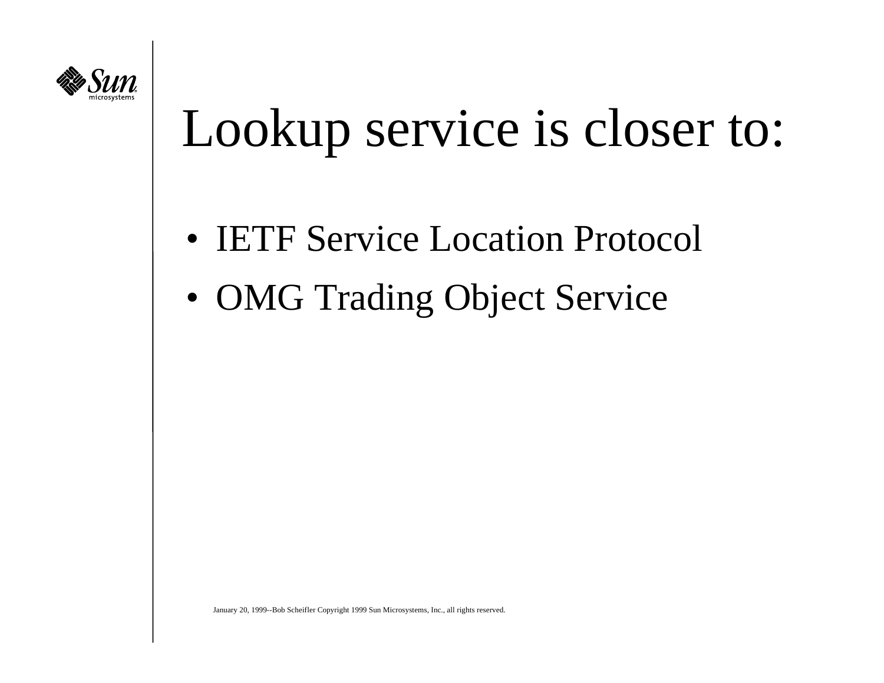# Lookup service is closer to:

- IETF Service Location Protocol
- OMG Trading Object Service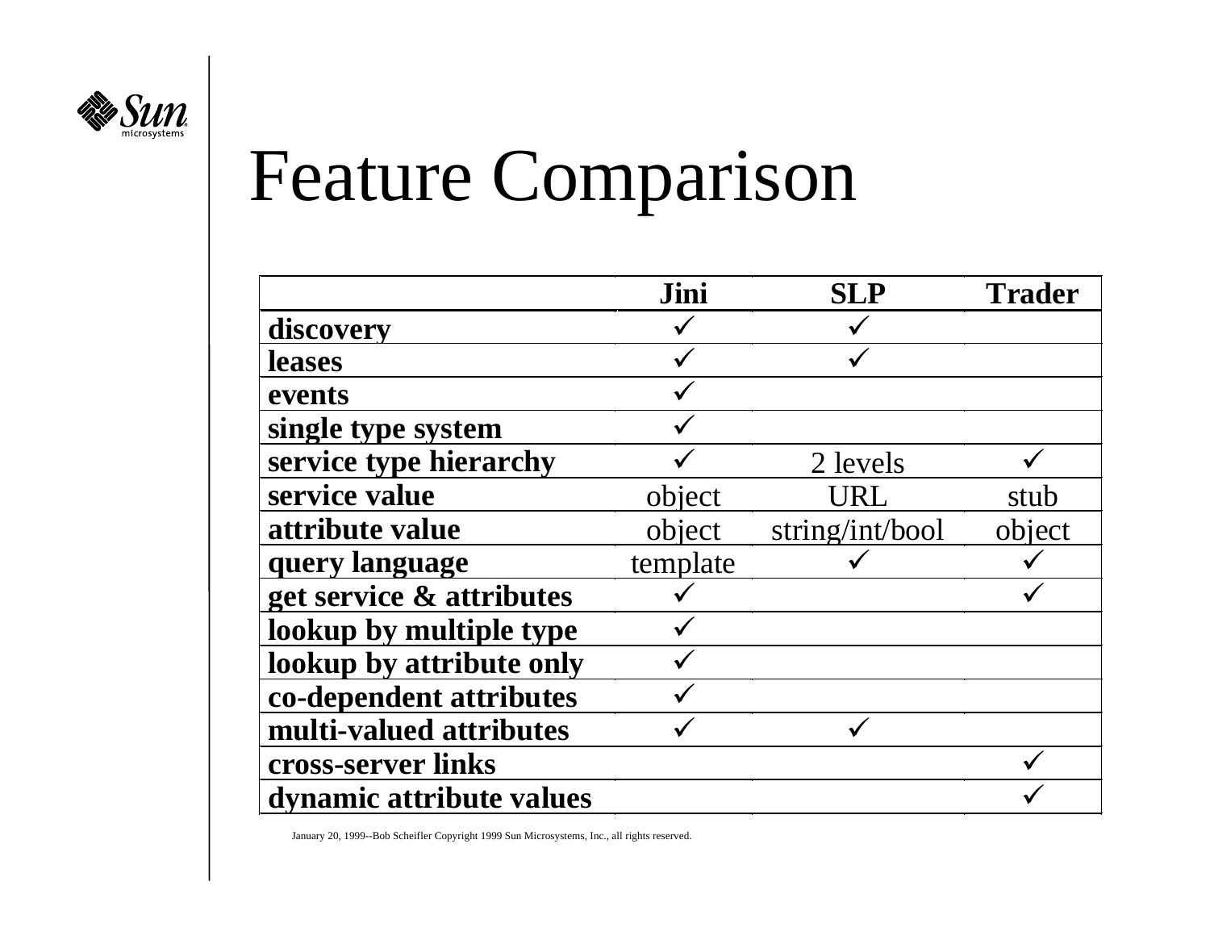# Feature Comparison

| | Jini | SLP | Trader |
|---|---|---|---|
| **discovery** | ✓ | ✓ | |
| **leases** | ✓ | ✓ | |
| **events** | ✓ | | |
| **single type system** | ✓ | | |
| **service type hierarchy** | ✓ | 2 levels | ✓ |
| **service value** | object | URL | stub |
| **attribute value** | object | string/int/bool | object |
| **query language** | template | ✓ | ✓ |
| **get service & attributes** | ✓ | | ✓ |
| **lookup by multiple type** | ✓ | | |
| **lookup by attribute only** | ✓ | | |
| **co-dependent attributes** | ✓ | | |
| **multi-valued attributes** | ✓ | ✓ | |
| **cross-server links** | | | ✓ |
| **dynamic attribute values** | | | ✓ |

January 20, 1999--Bob Scheifler Copyright 1999 Sun Microsystems, Inc., all rights reserved.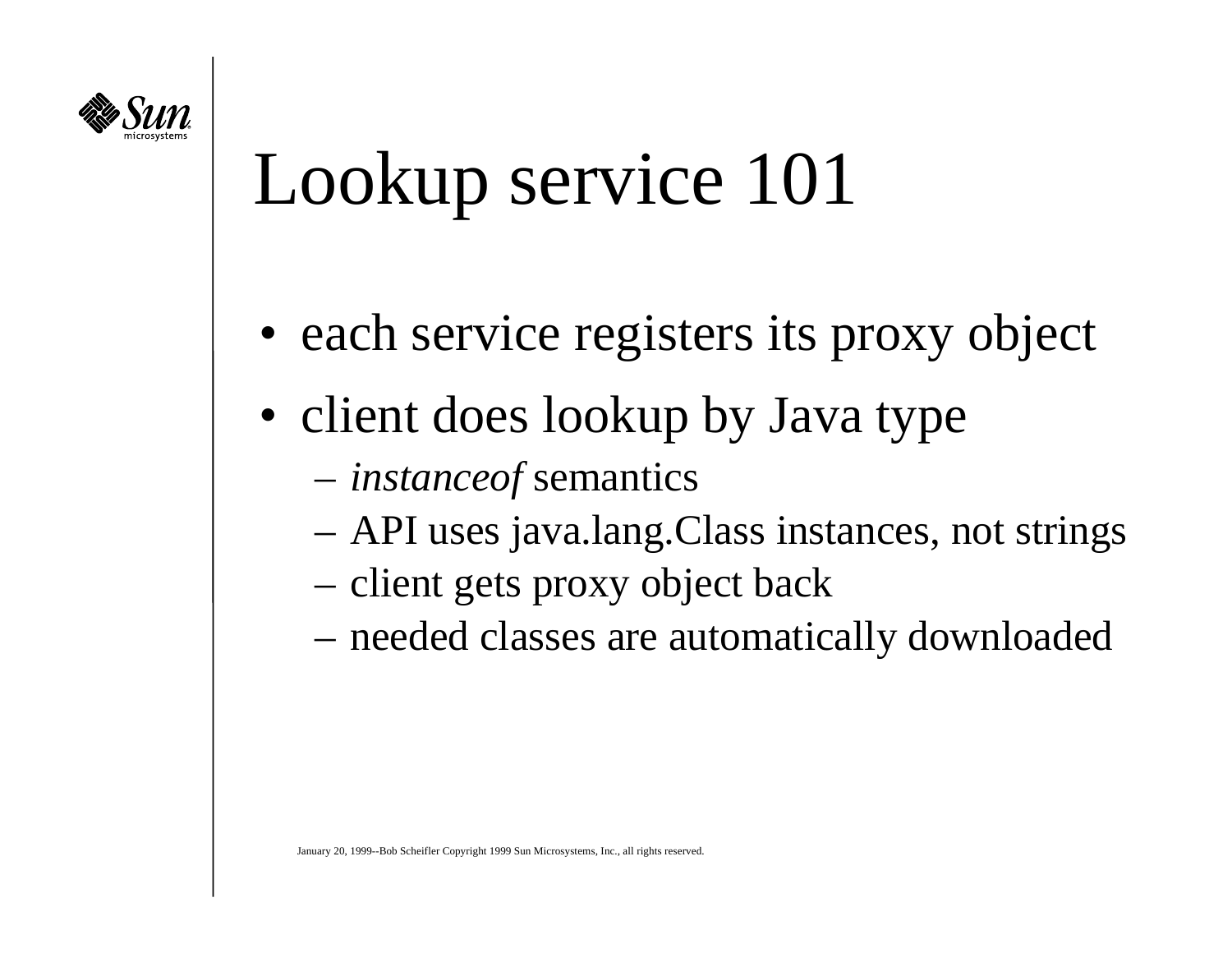# Lookup service 101

- each service registers its proxy object
- client does lookup by Java type
  - *instanceof* semantics
  - API uses java.lang.Class instances, not strings
  - client gets proxy object back
  - needed classes are automatically downloaded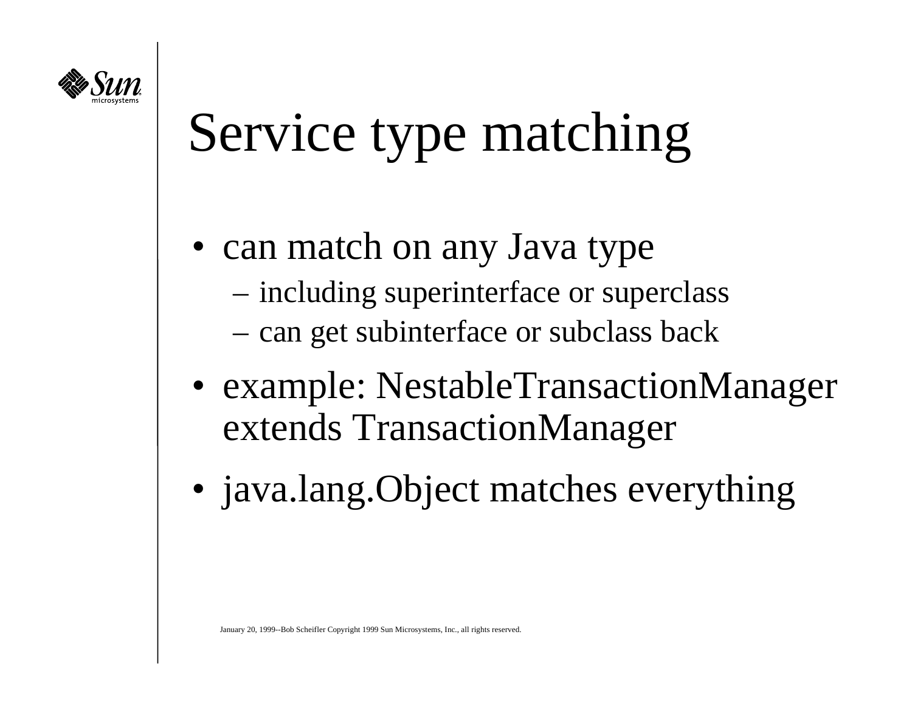# Service type matching

- can match on any Java type
  - including superinterface or superclass
  - can get subinterface or subclass back
- example: NestableTransactionManager extends TransactionManager
- java.lang.Object matches everything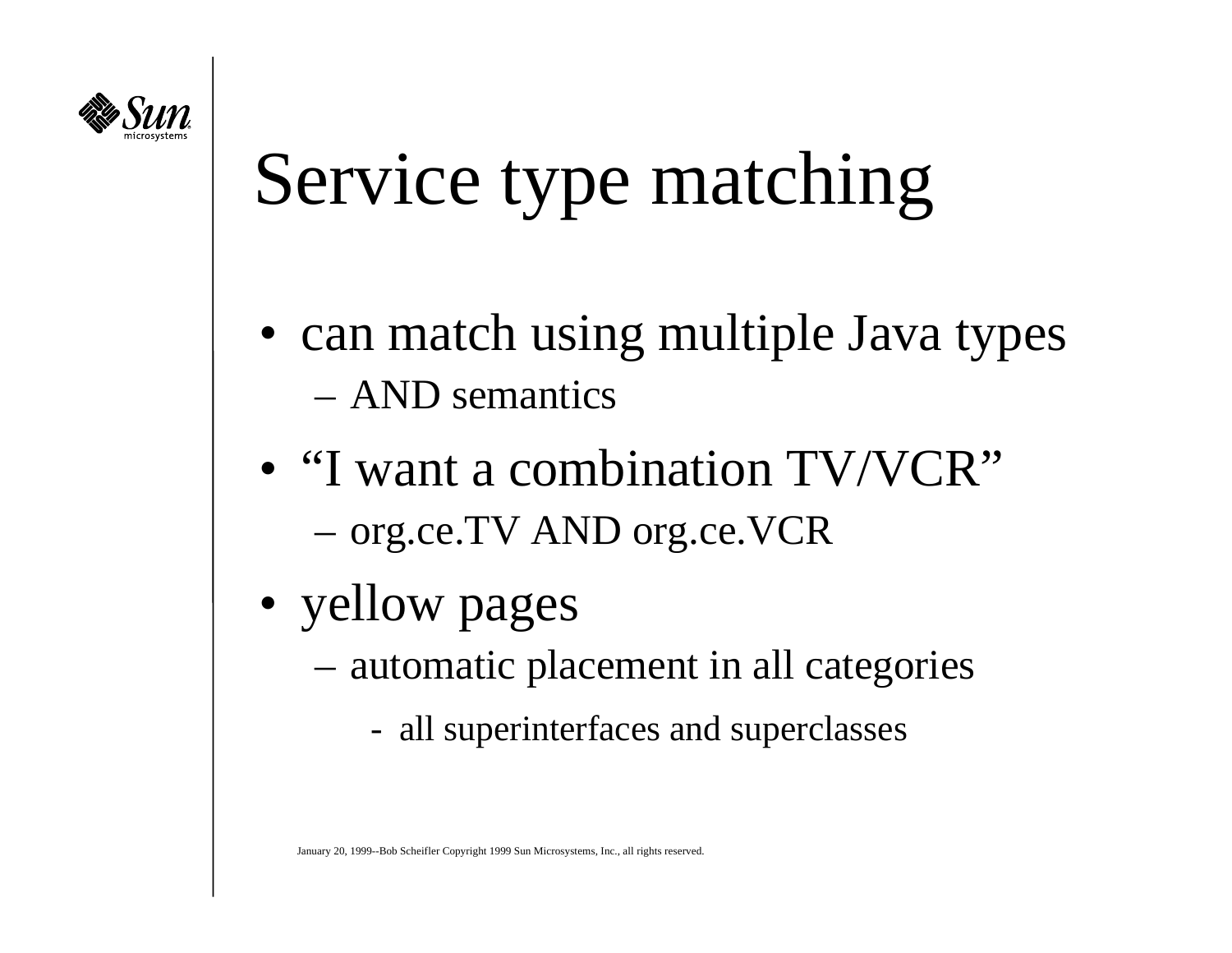# Service type matching

- can match using multiple Java types
  - AND semantics
- "I want a combination TV/VCR"
  - org.ce.TV AND org.ce.VCR
- yellow pages
  - automatic placement in all categories
    - all superinterfaces and superclasses

January 20, 1999--Bob Scheifler Copyright 1999 Sun Microsystems, Inc., all rights reserved.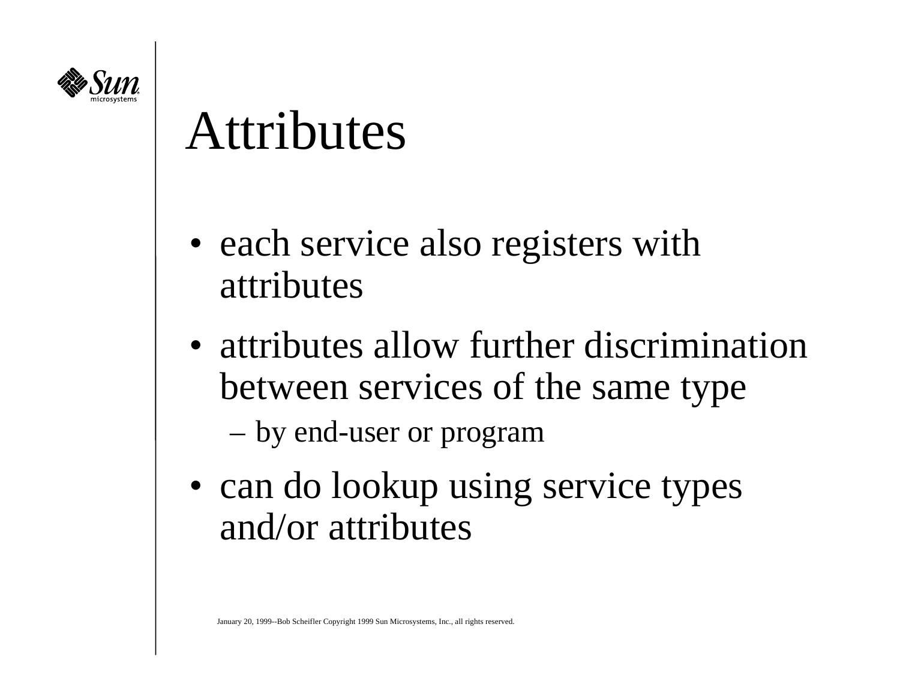# Attributes

- each service also registers with attributes
- attributes allow further discrimination between services of the same type
  - by end-user or program
- can do lookup using service types and/or attributes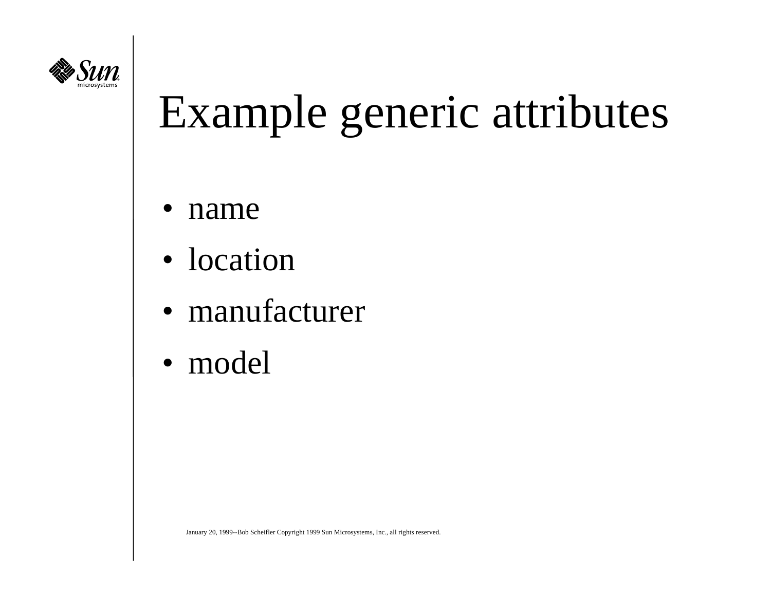# Example generic attributes

- name
- location
- manufacturer
- model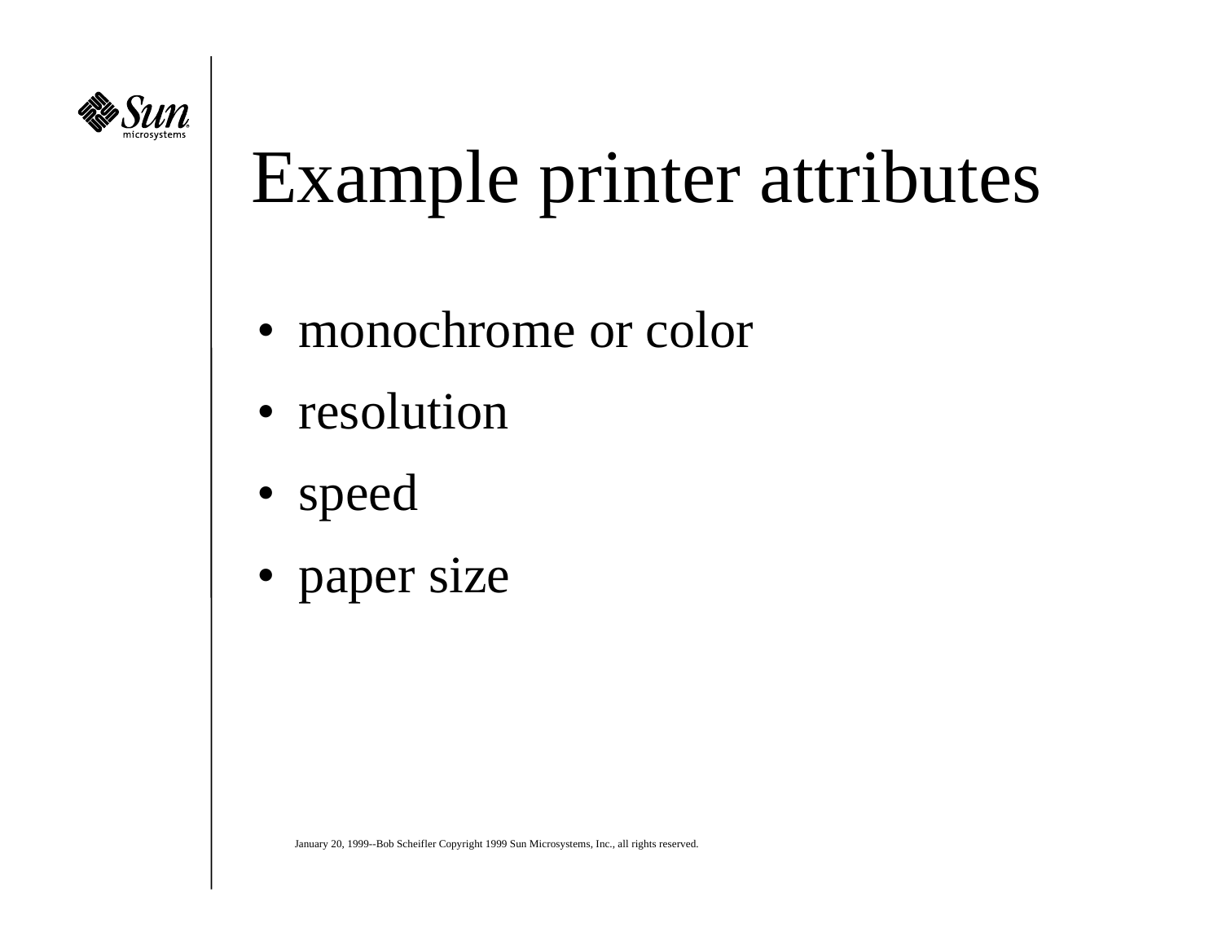# Example printer attributes

- monochrome or color
- resolution
- speed
- paper size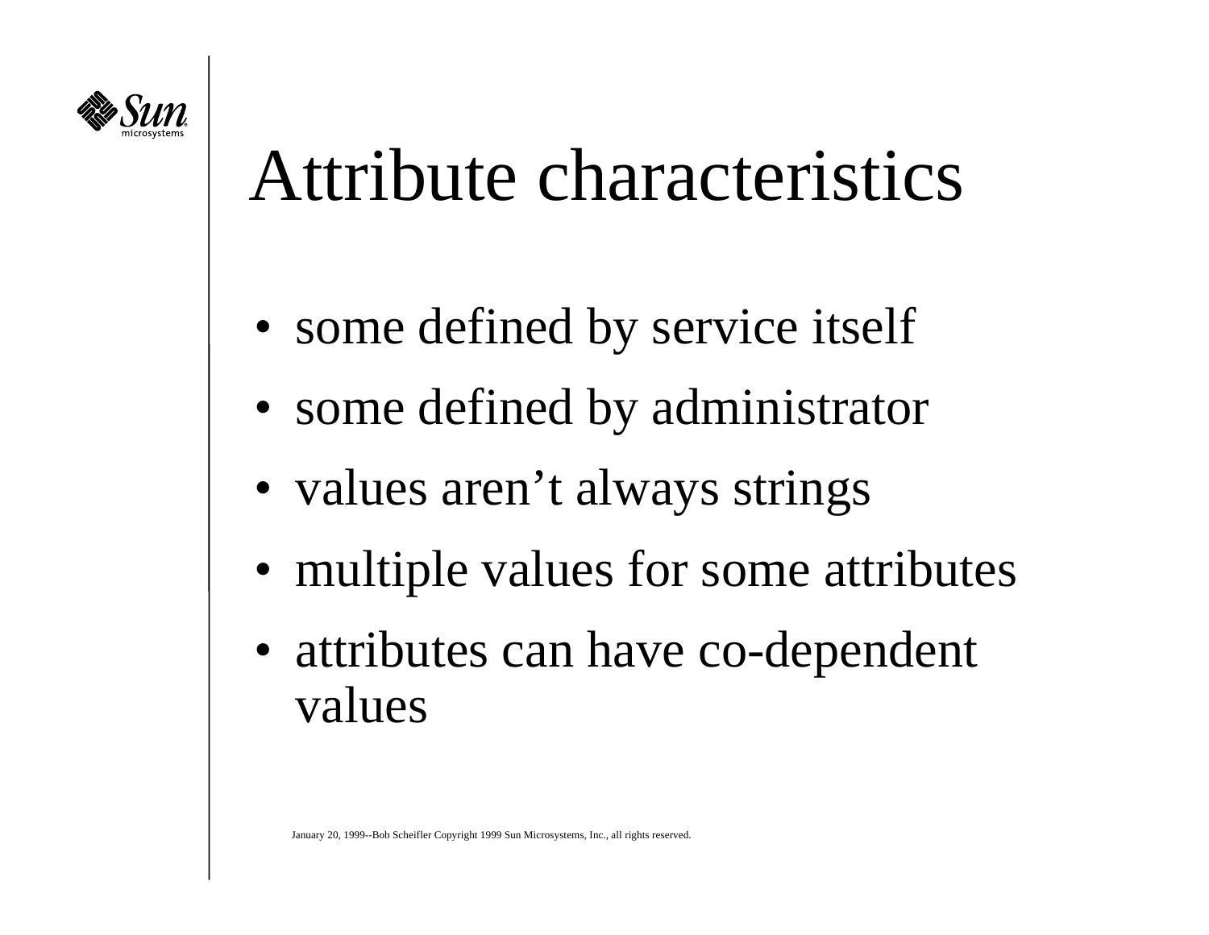# Attribute characteristics

- some defined by service itself
- some defined by administrator
- values aren't always strings
- multiple values for some attributes
- attributes can have co-dependent values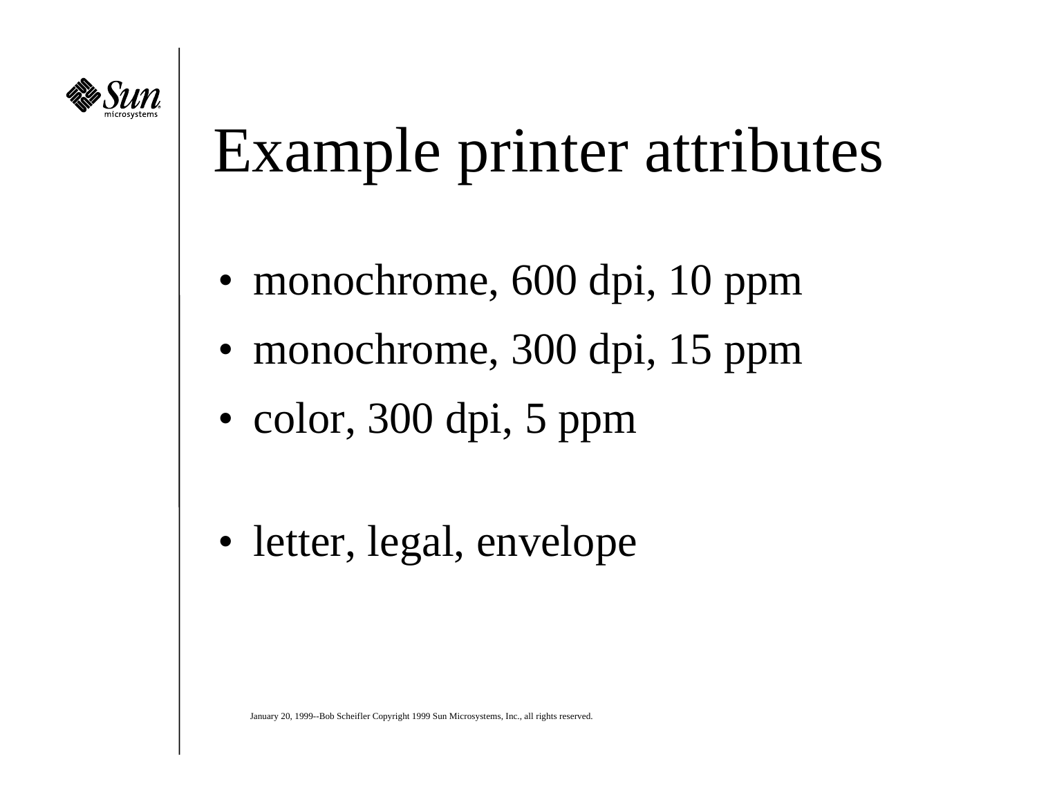# Example printer attributes

- monochrome, 600 dpi, 10 ppm
- monochrome, 300 dpi, 15 ppm
- color, 300 dpi, 5 ppm

- letter, legal, envelope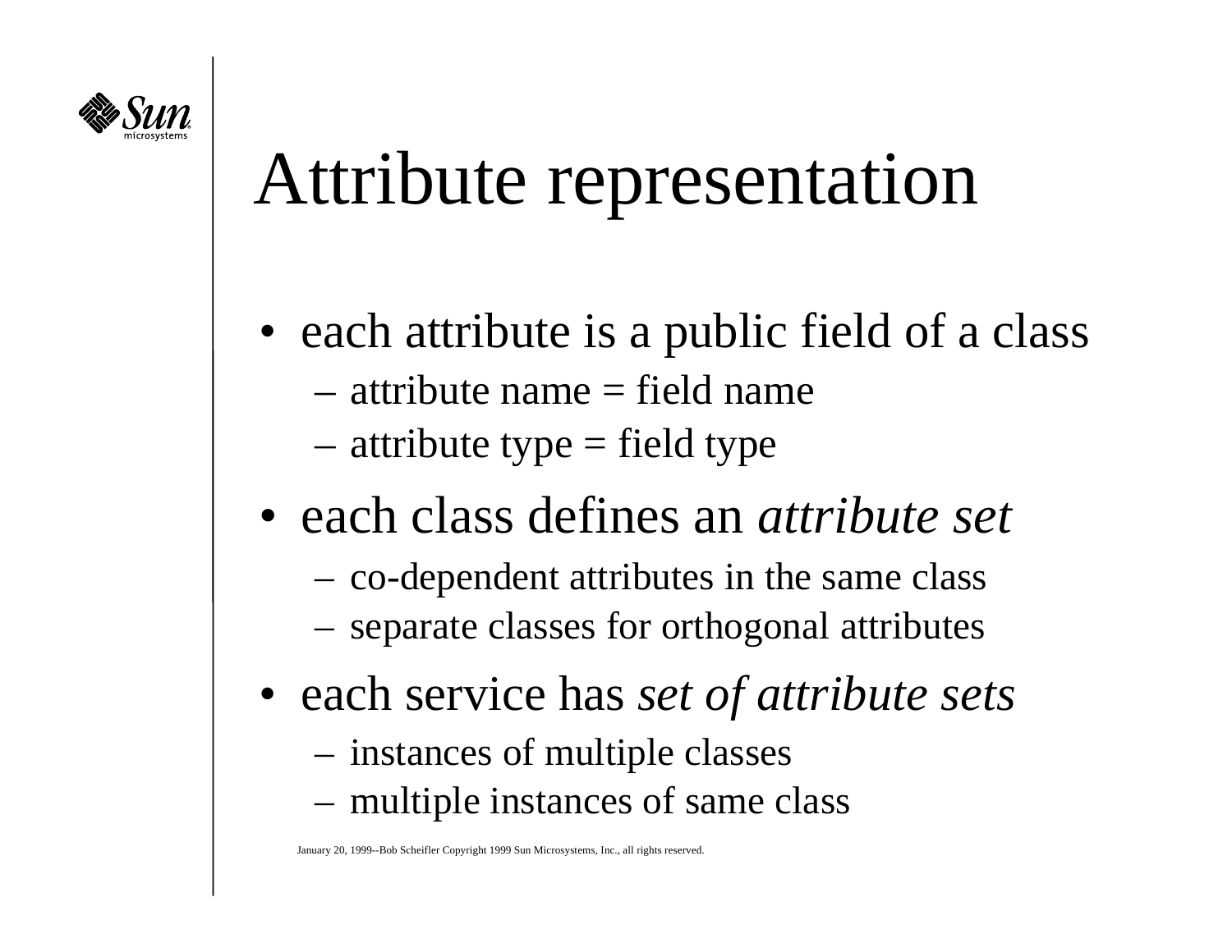# Attribute representation

- each attribute is a public field of a class
  - attribute name = field name
  - attribute type = field type
- each class defines an *attribute set*
  - co-dependent attributes in the same class
  - separate classes for orthogonal attributes
- each service has *set of attribute sets*
  - instances of multiple classes
  - multiple instances of same class

January 20, 1999--Bob Scheifler Copyright 1999 Sun Microsystems, Inc., all rights reserved.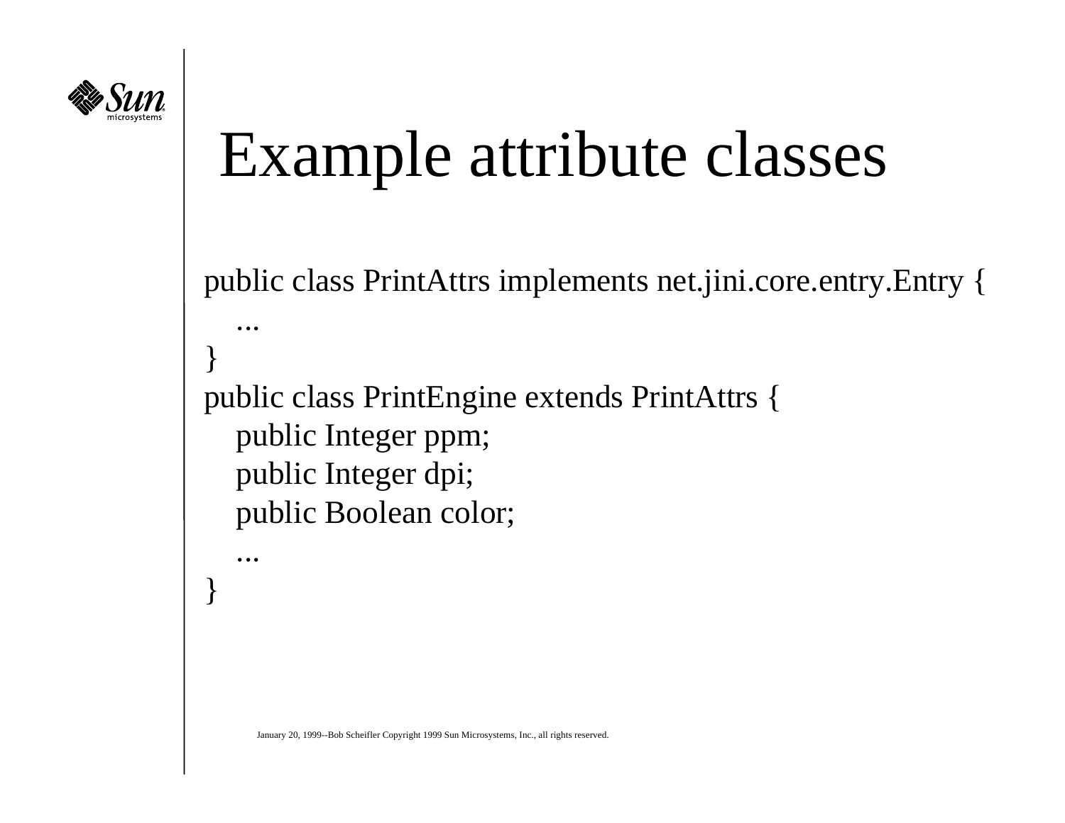# Example attribute classes

```
public class PrintAttrs implements net.jini.core.entry.Entry {
    ...
}
public class PrintEngine extends PrintAttrs {
    public Integer ppm;
    public Integer dpi;
    public Boolean color;
    ...
}
```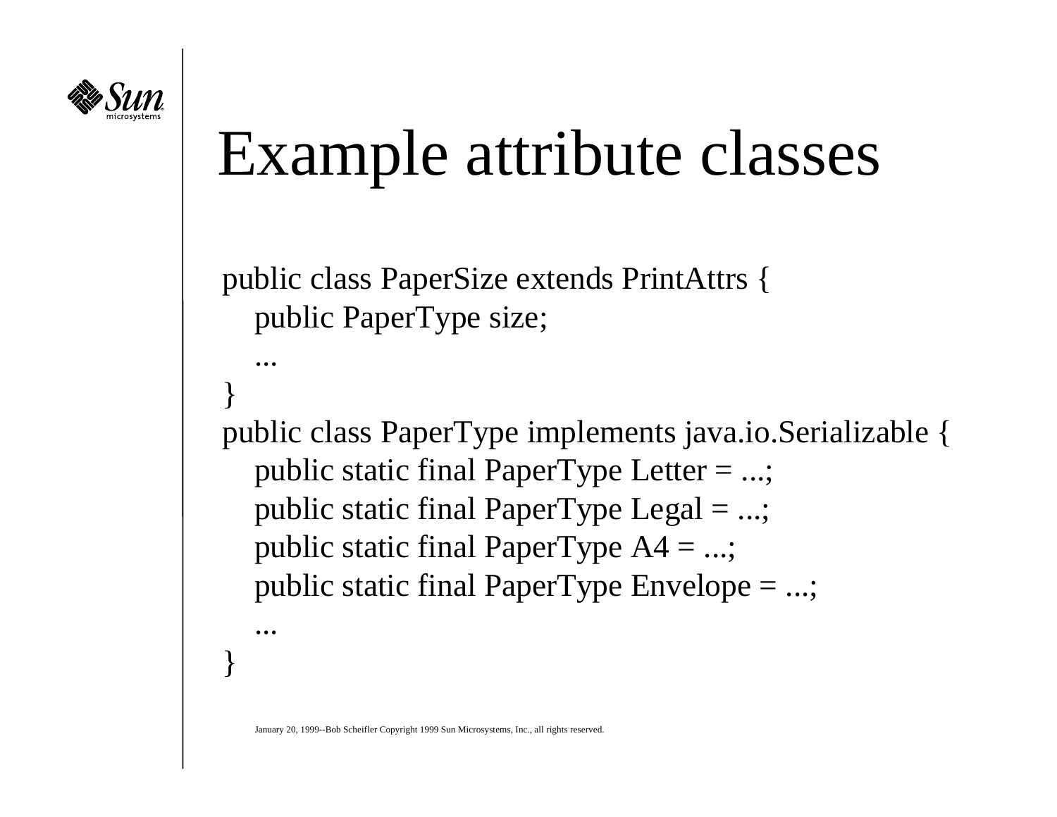# Example attribute classes

```
public class PaperSize extends PrintAttrs {
   public PaperType size;
   ...
}
public class PaperType implements java.io.Serializable {
   public static final PaperType Letter = ...;
   public static final PaperType Legal = ...;
   public static final PaperType A4 = ...;
   public static final PaperType Envelope = ...;
   ...
}
```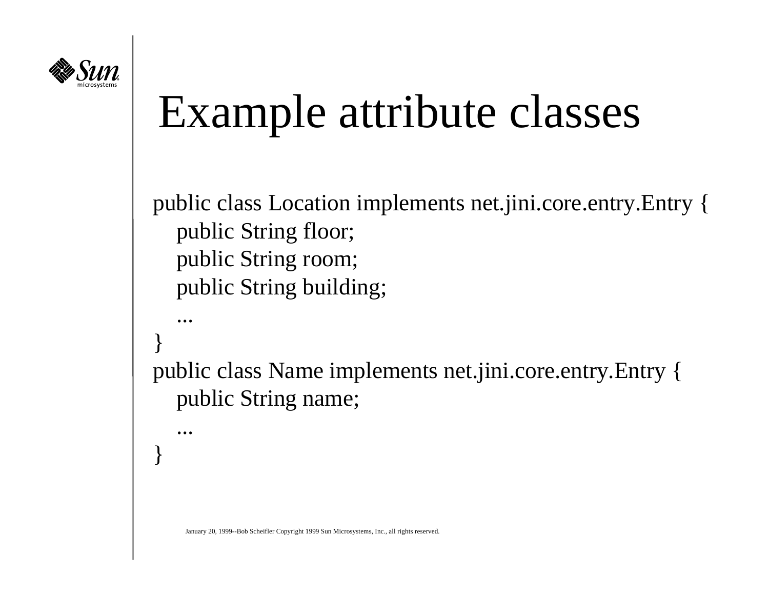# Example attribute classes

```
public class Location implements net.jini.core.entry.Entry {
    public String floor;
    public String room;
    public String building;
    ...
}
public class Name implements net.jini.core.entry.Entry {
    public String name;
    ...
}
```

January 20, 1999--Bob Scheifler Copyright 1999 Sun Microsystems, Inc., all rights reserved.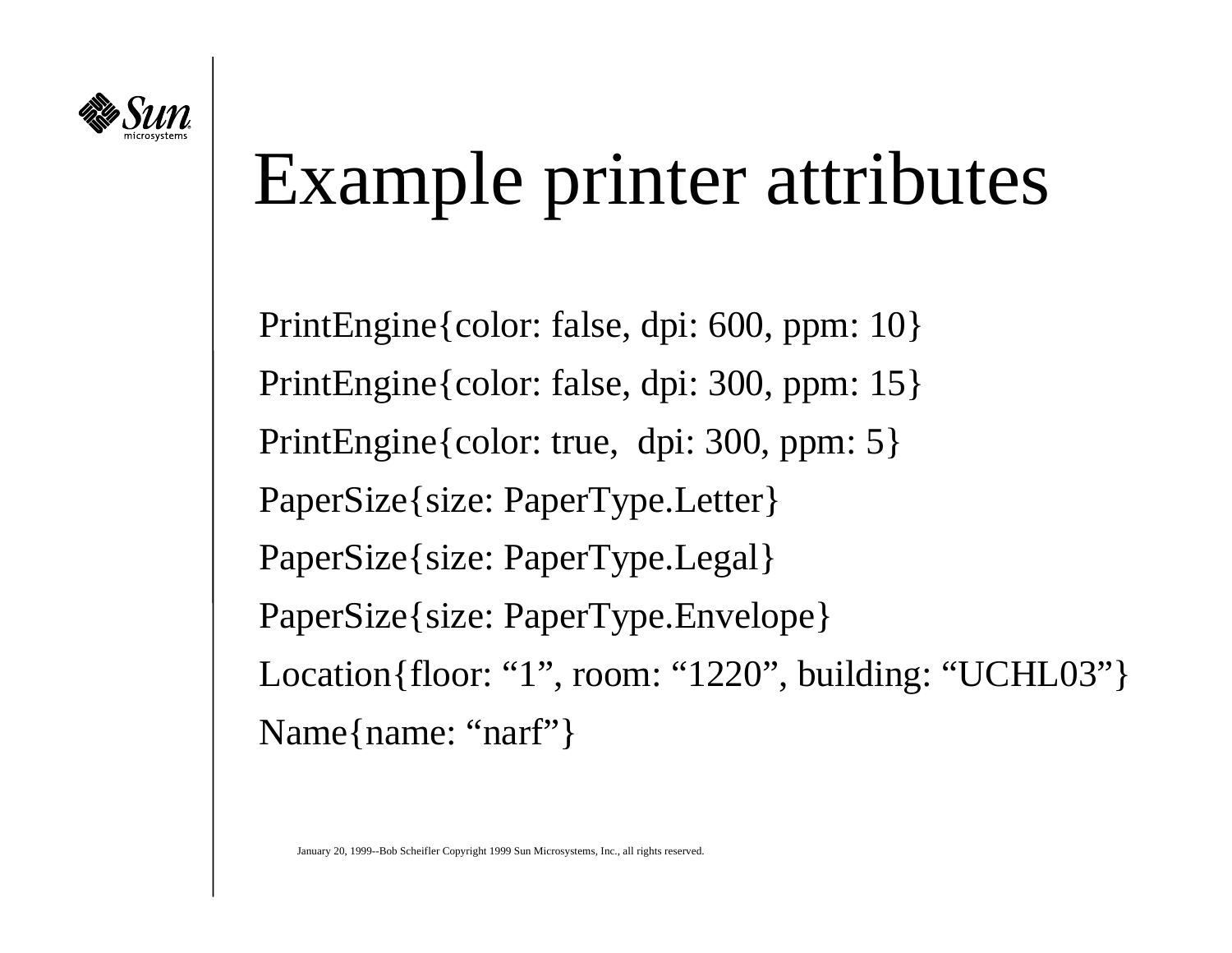# Example printer attributes

PrintEngine{color: false, dpi: 600, ppm: 10}

PrintEngine{color: false, dpi: 300, ppm: 15}

PrintEngine{color: true,  dpi: 300, ppm: 5}

PaperSize{size: PaperType.Letter}

PaperSize{size: PaperType.Legal}

PaperSize{size: PaperType.Envelope}

Location{floor: “1”, room: “1220”, building: “UCHL03”}

Name{name: “narf”}

January 20, 1999--Bob Scheifler Copyright 1999 Sun Microsystems, Inc., all rights reserved.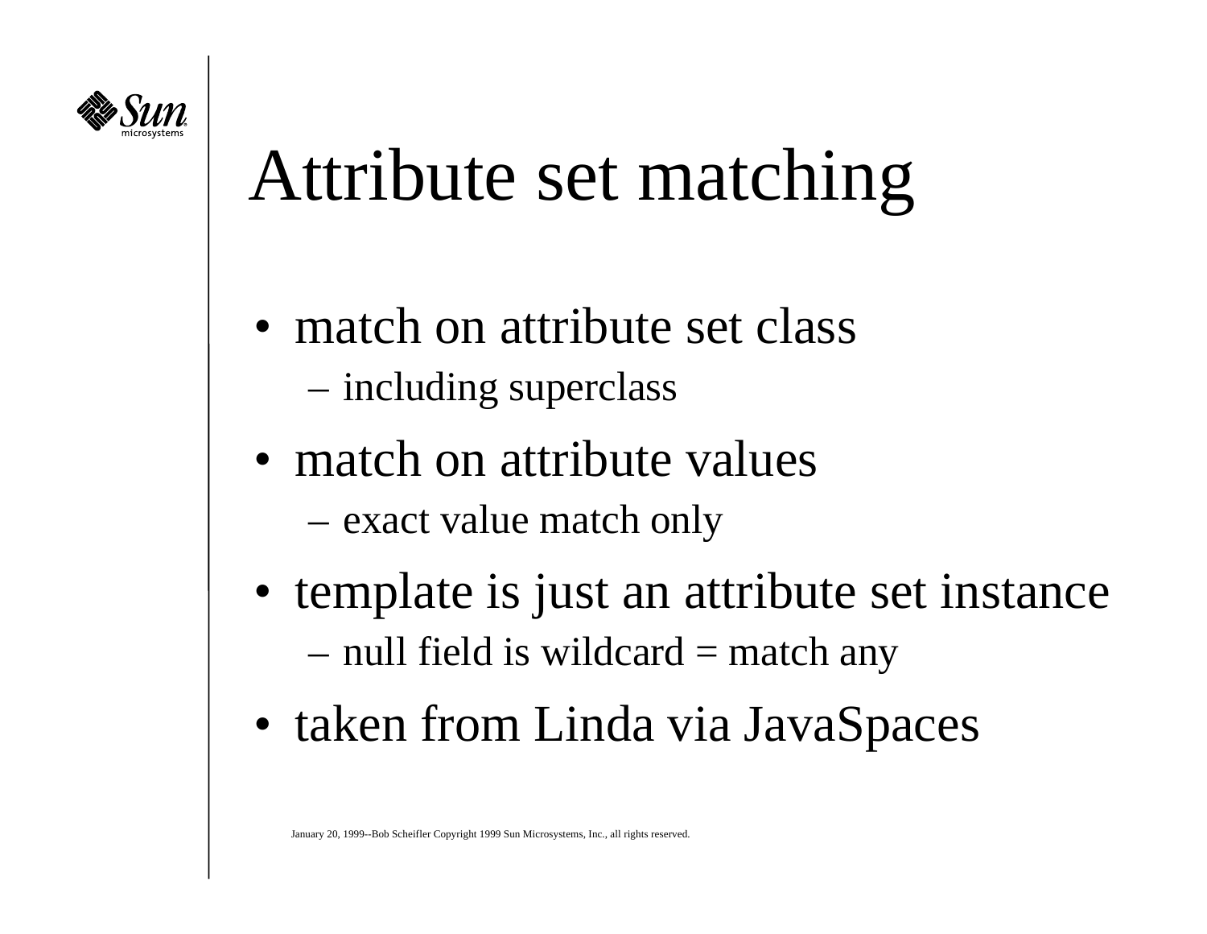# Attribute set matching

- match on attribute set class
  - including superclass
- match on attribute values
  - exact value match only
- template is just an attribute set instance
  - null field is wildcard = match any
- taken from Linda via JavaSpaces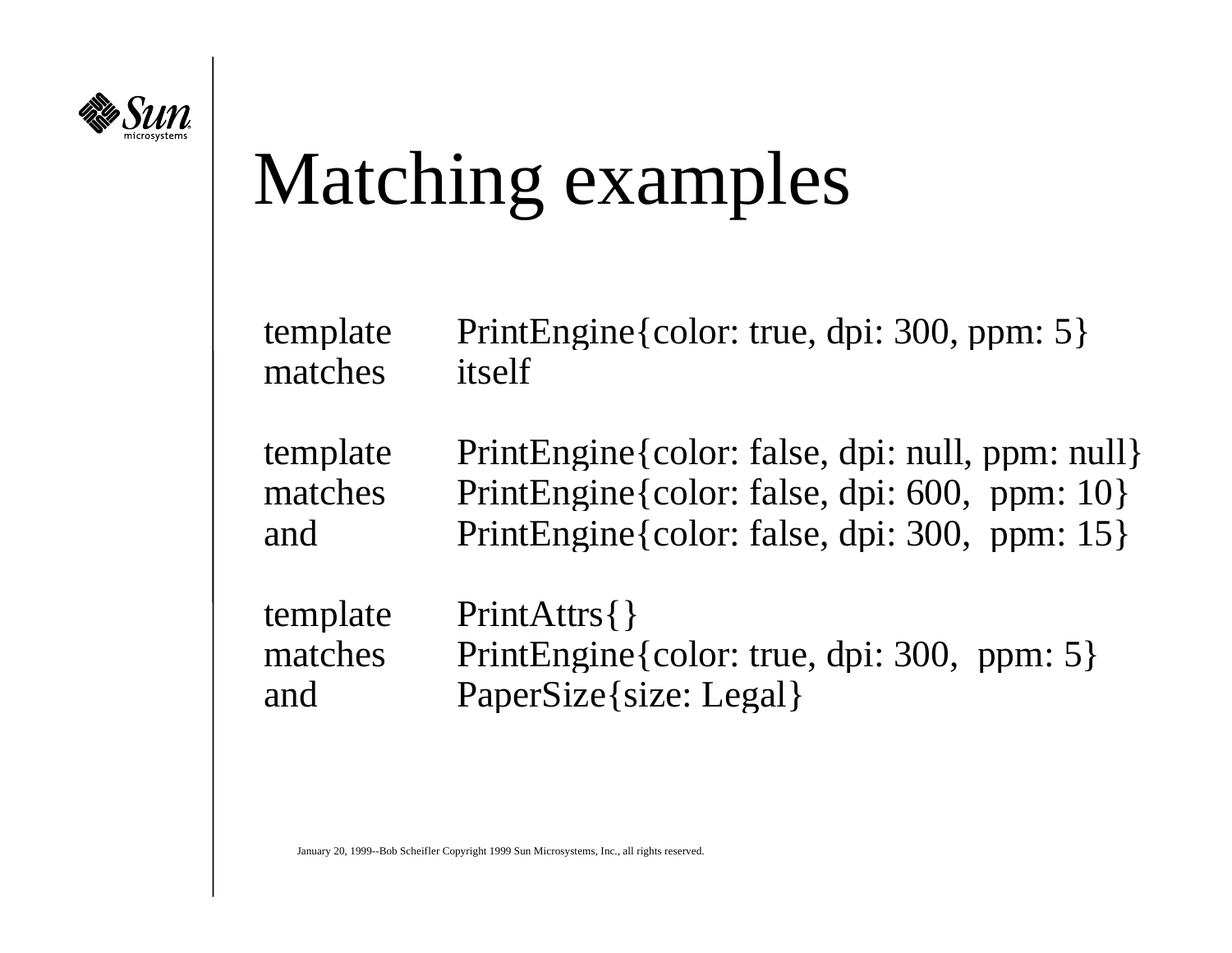# Matching examples

| | |
|---|---|
| template | PrintEngine{color: true, dpi: 300, ppm: 5} |
| matches | itself |
| | |
| template | PrintEngine{color: false, dpi: null, ppm: null} |
| matches | PrintEngine{color: false, dpi: 600, ppm: 10} |
| and | PrintEngine{color: false, dpi: 300, ppm: 15} |
| | |
| template | PrintAttrs{} |
| matches | PrintEngine{color: true, dpi: 300, ppm: 5} |
| and | PaperSize{size: Legal} |

January 20, 1999--Bob Scheifler Copyright 1999 Sun Microsystems, Inc., all rights reserved.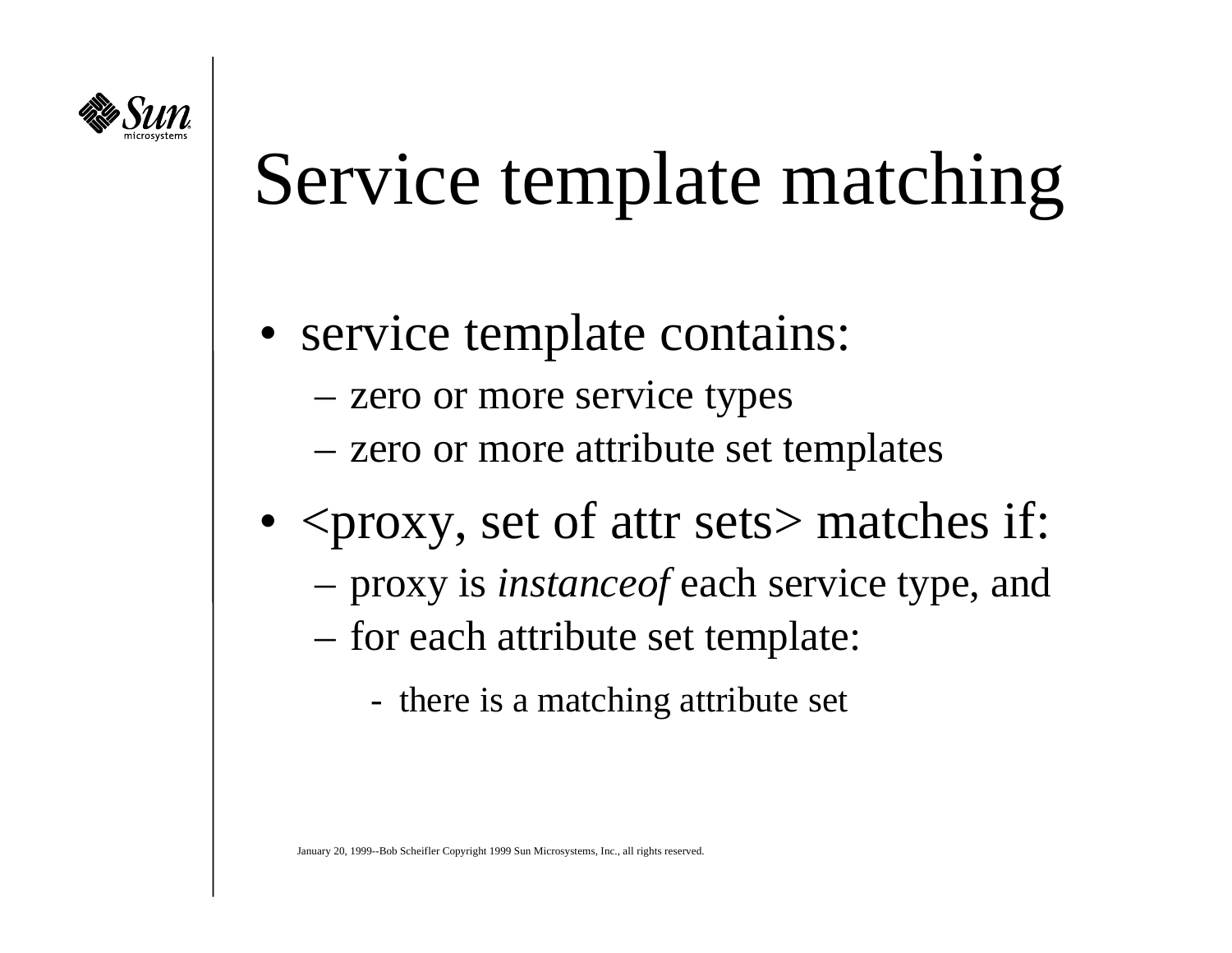# Service template matching

- service template contains:
  - zero or more service types
  - zero or more attribute set templates
- <proxy, set of attr sets> matches if:
  - proxy is *instanceof* each service type, and
  - for each attribute set template:
    - there is a matching attribute set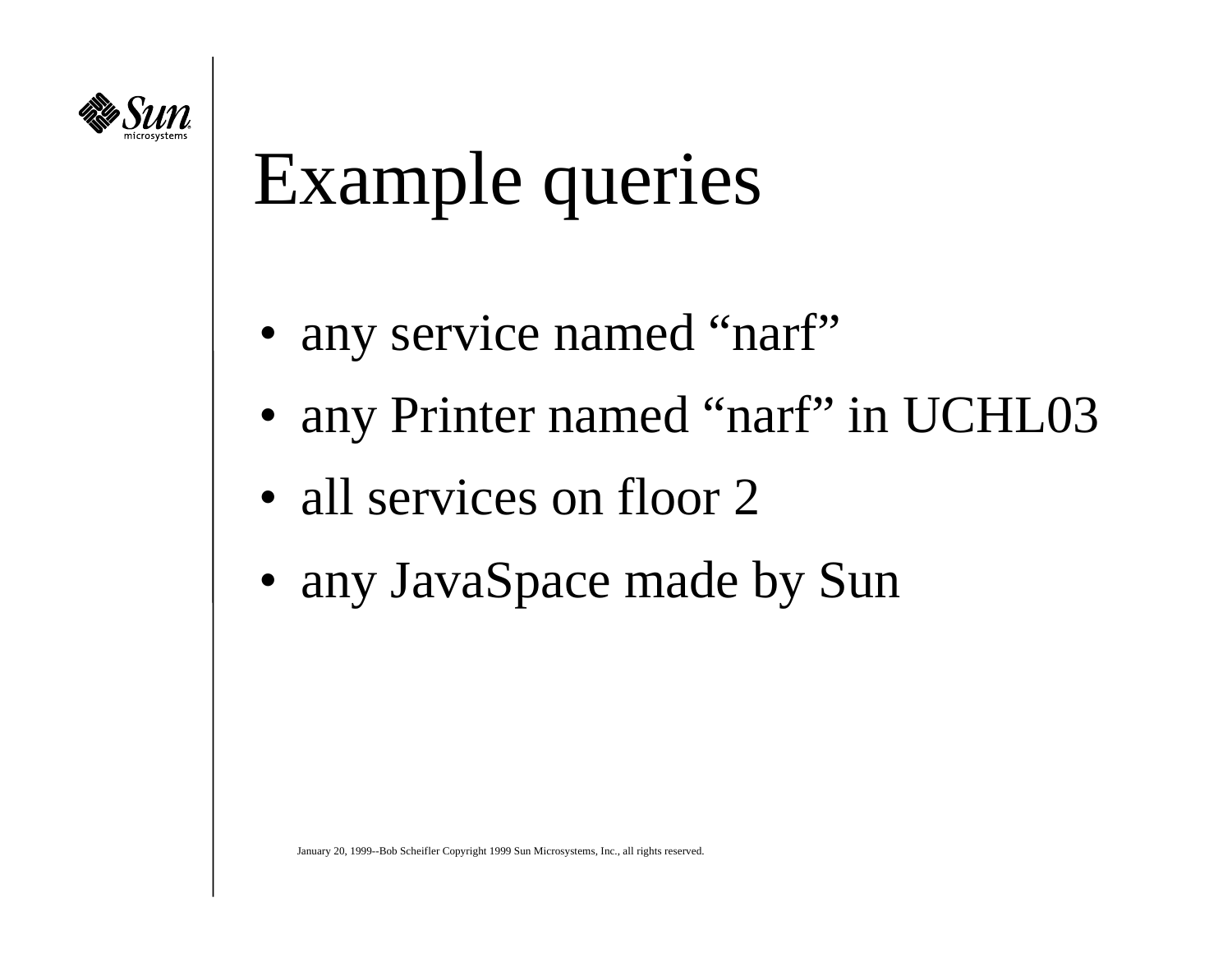# Example queries

- any service named “narf”
- any Printer named “narf” in UCHL03
- all services on floor 2
- any JavaSpace made by Sun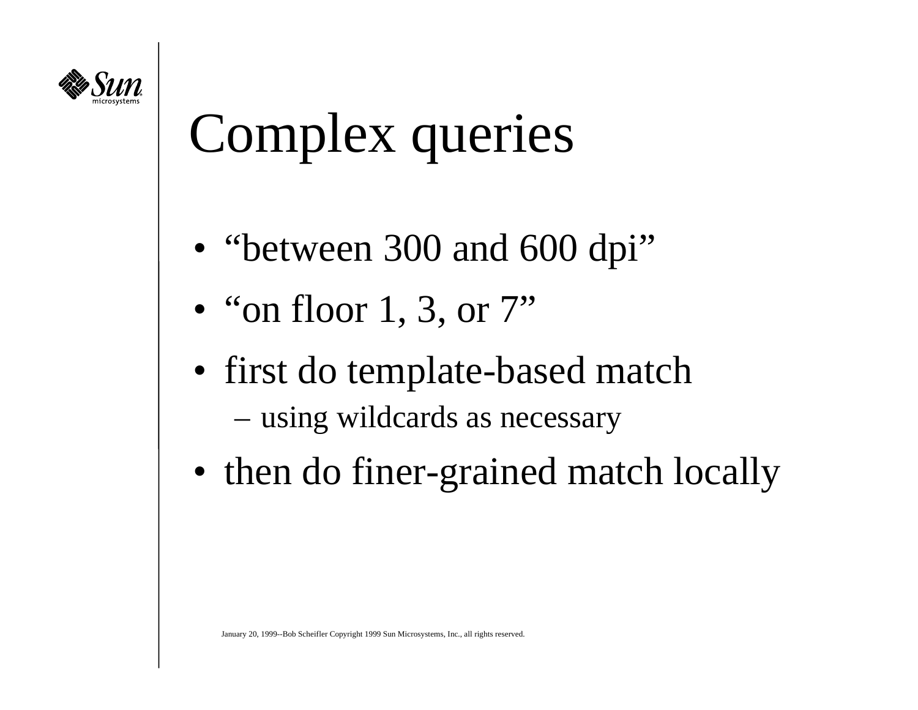# Complex queries

- “between 300 and 600 dpi”
- “on floor 1, 3, or 7”
- first do template-based match
  - using wildcards as necessary
- then do finer-grained match locally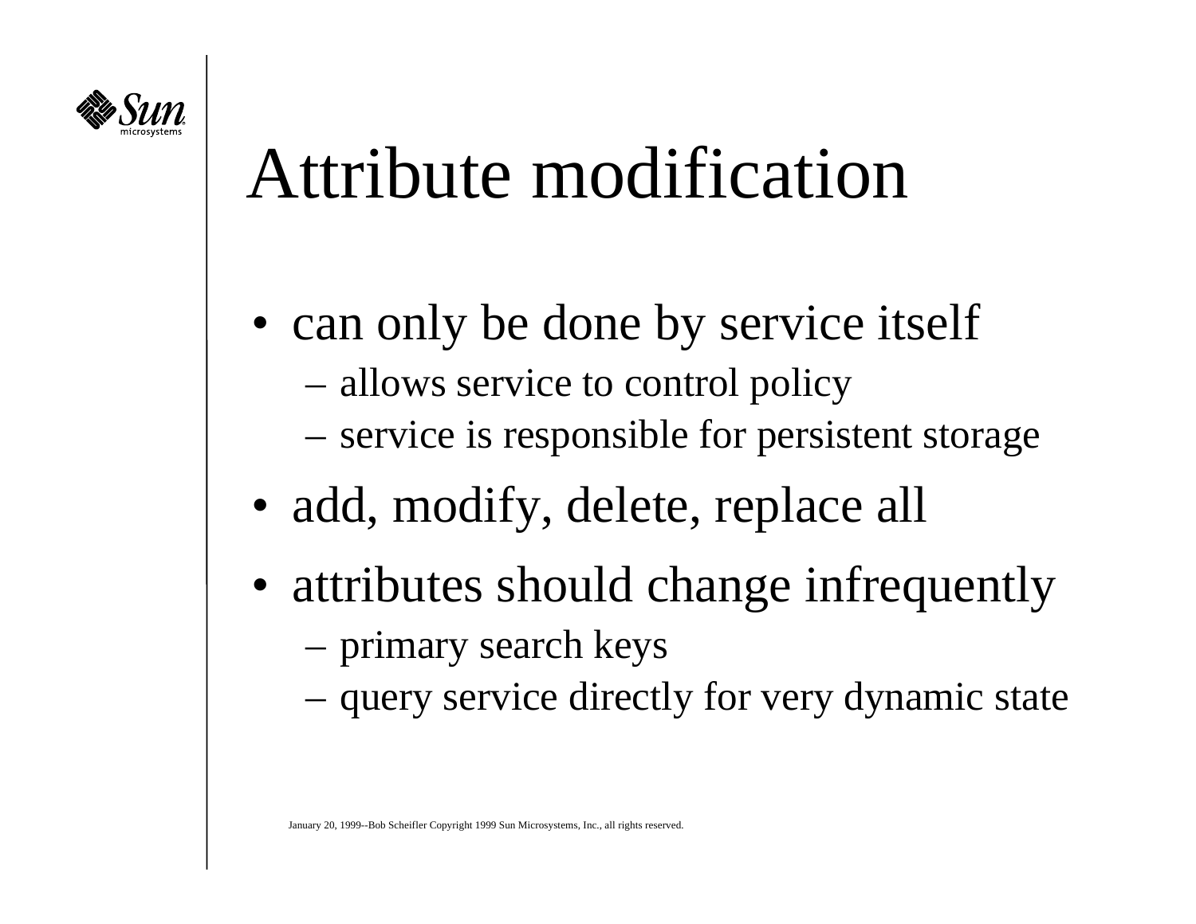# Attribute modification

- can only be done by service itself
  - allows service to control policy
  - service is responsible for persistent storage
- add, modify, delete, replace all
- attributes should change infrequently
  - primary search keys
  - query service directly for very dynamic state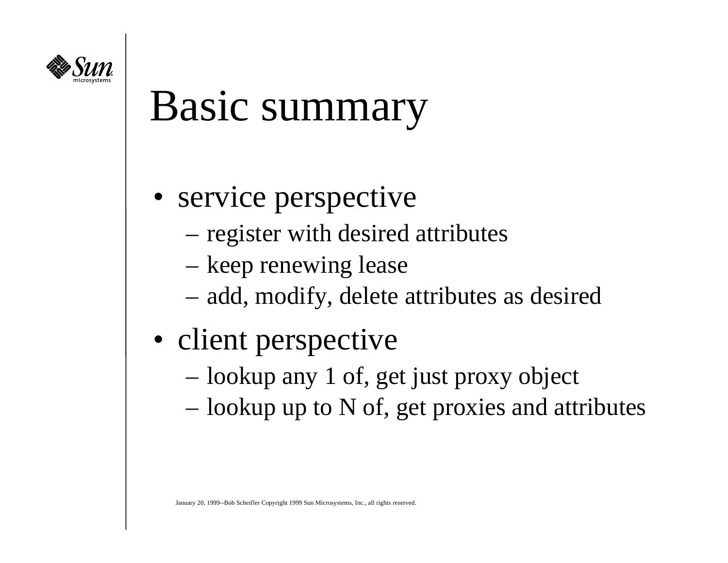# Basic summary

- service perspective
  - register with desired attributes
  - keep renewing lease
  - add, modify, delete attributes as desired
- client perspective
  - lookup any 1 of, get just proxy object
  - lookup up to N of, get proxies and attributes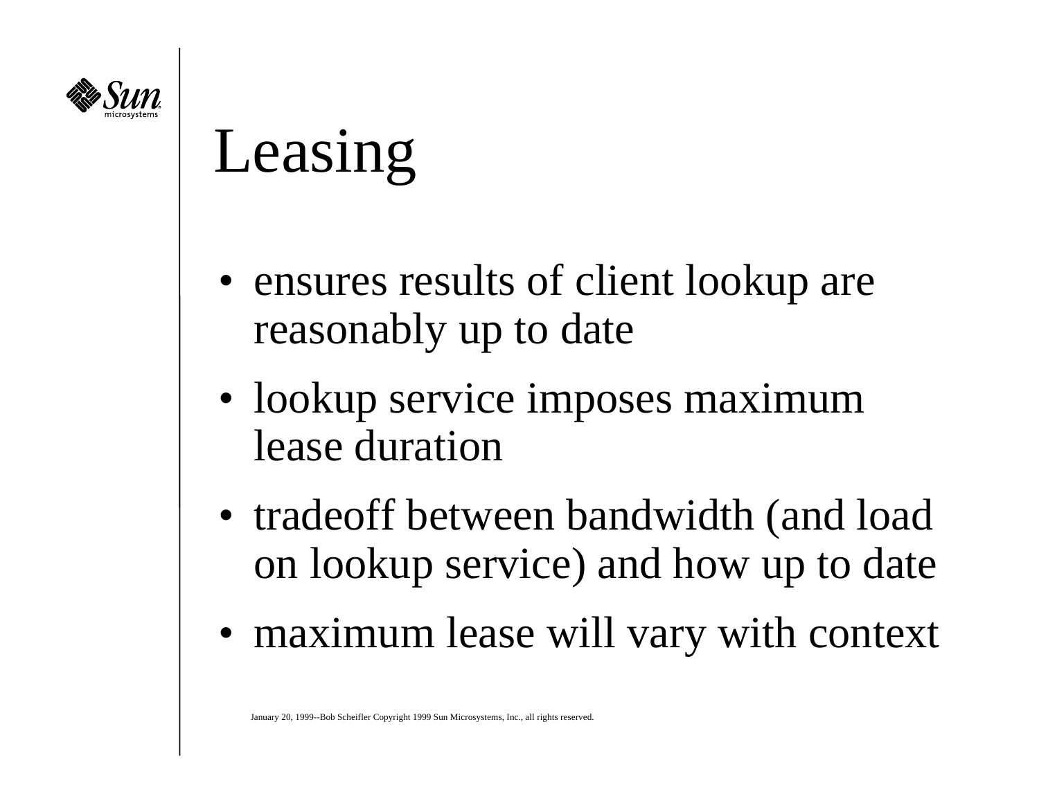# Leasing

- ensures results of client lookup are reasonably up to date
- lookup service imposes maximum lease duration
- tradeoff between bandwidth (and load on lookup service) and how up to date
- maximum lease will vary with context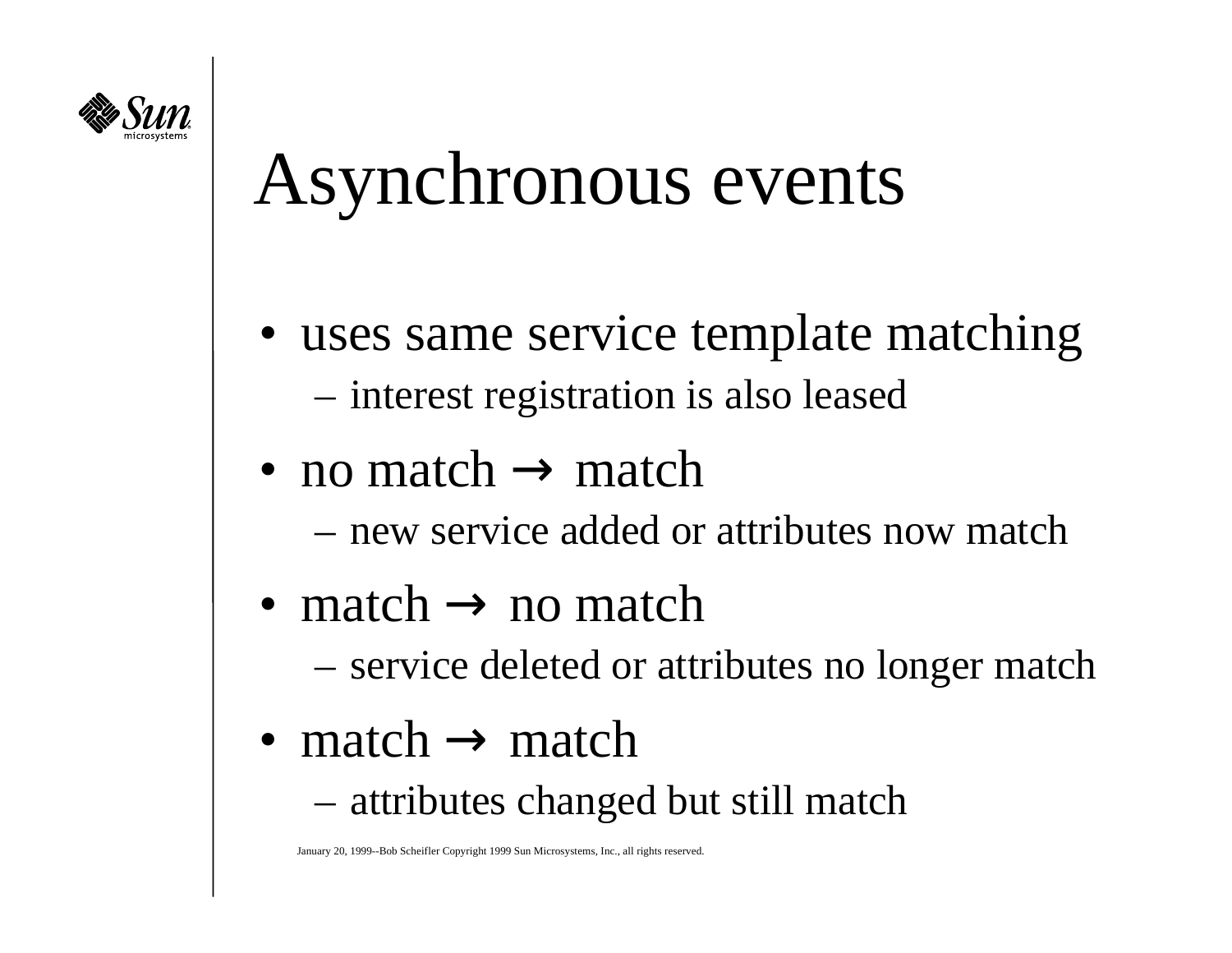# Asynchronous events

- uses same service template matching
  - interest registration is also leased
- no match → match
  - new service added or attributes now match
- match → no match
  - service deleted or attributes no longer match
- match → match
  - attributes changed but still match

January 20, 1999--Bob Scheifler Copyright 1999 Sun Microsystems, Inc., all rights reserved.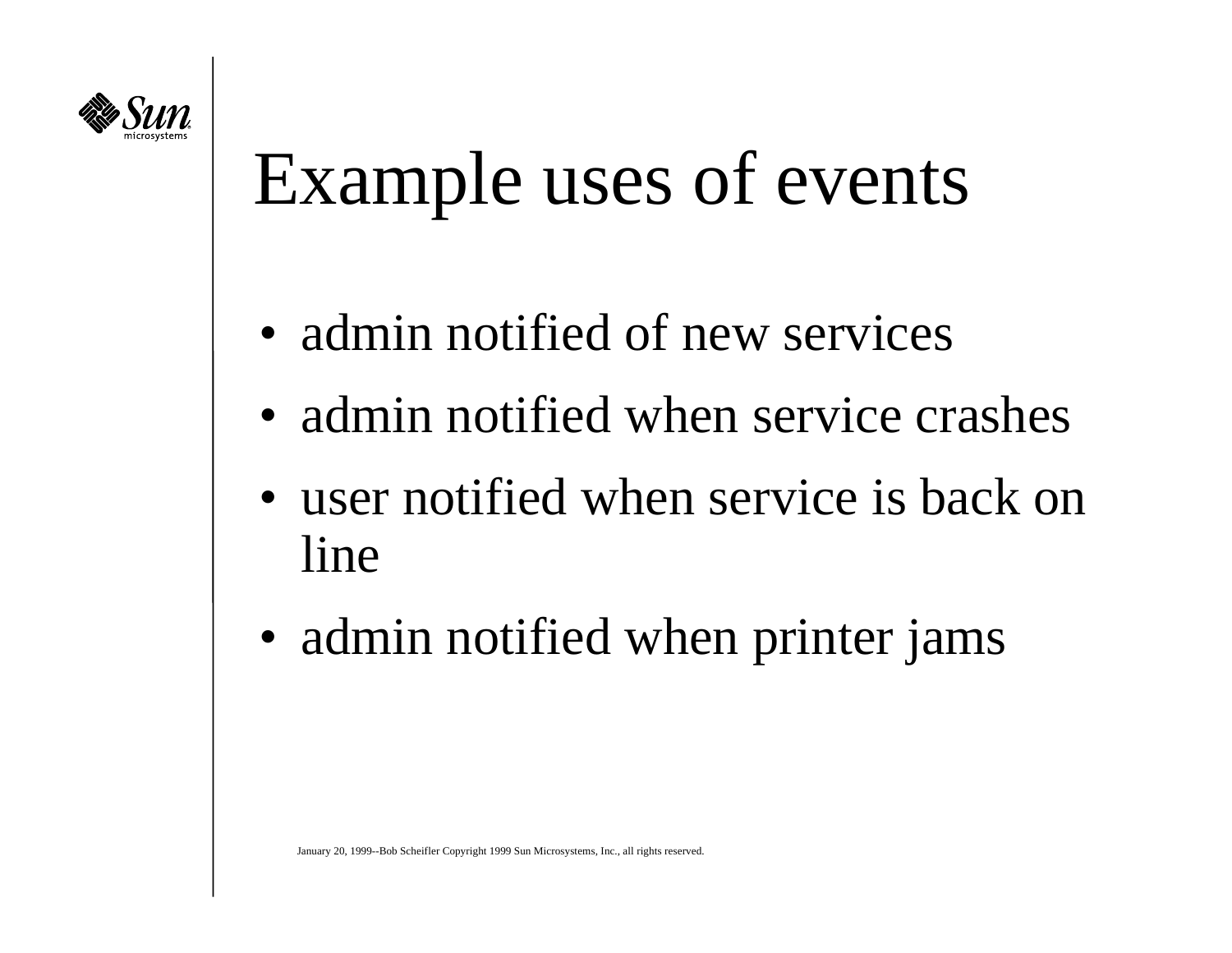# Example uses of events

- admin notified of new services
- admin notified when service crashes
- user notified when service is back on line
- admin notified when printer jams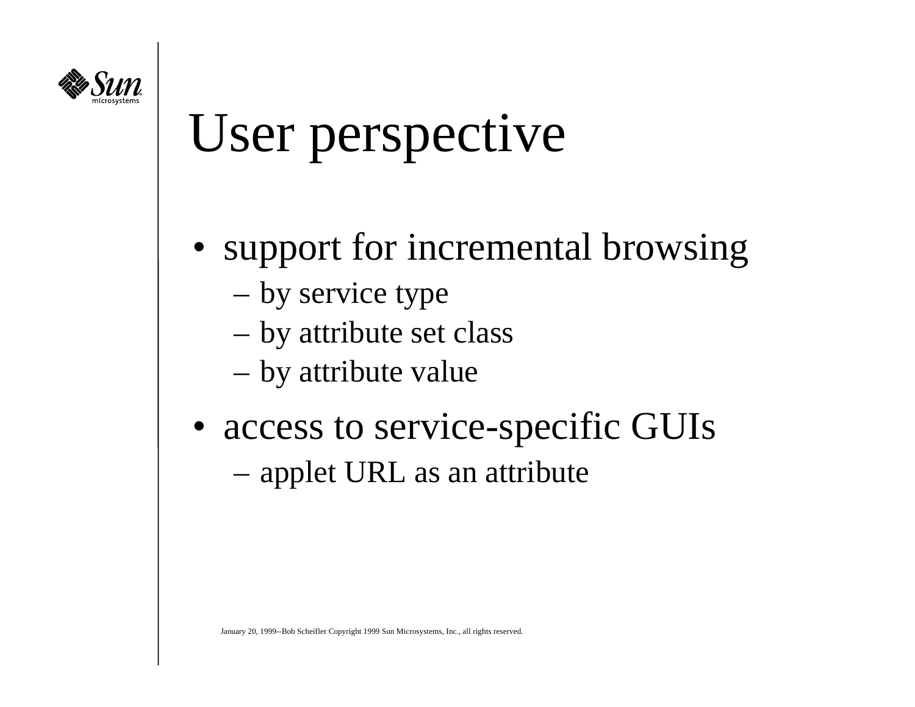# User perspective

- support for incremental browsing
  - by service type
  - by attribute set class
  - by attribute value
- access to service-specific GUIs
  - applet URL as an attribute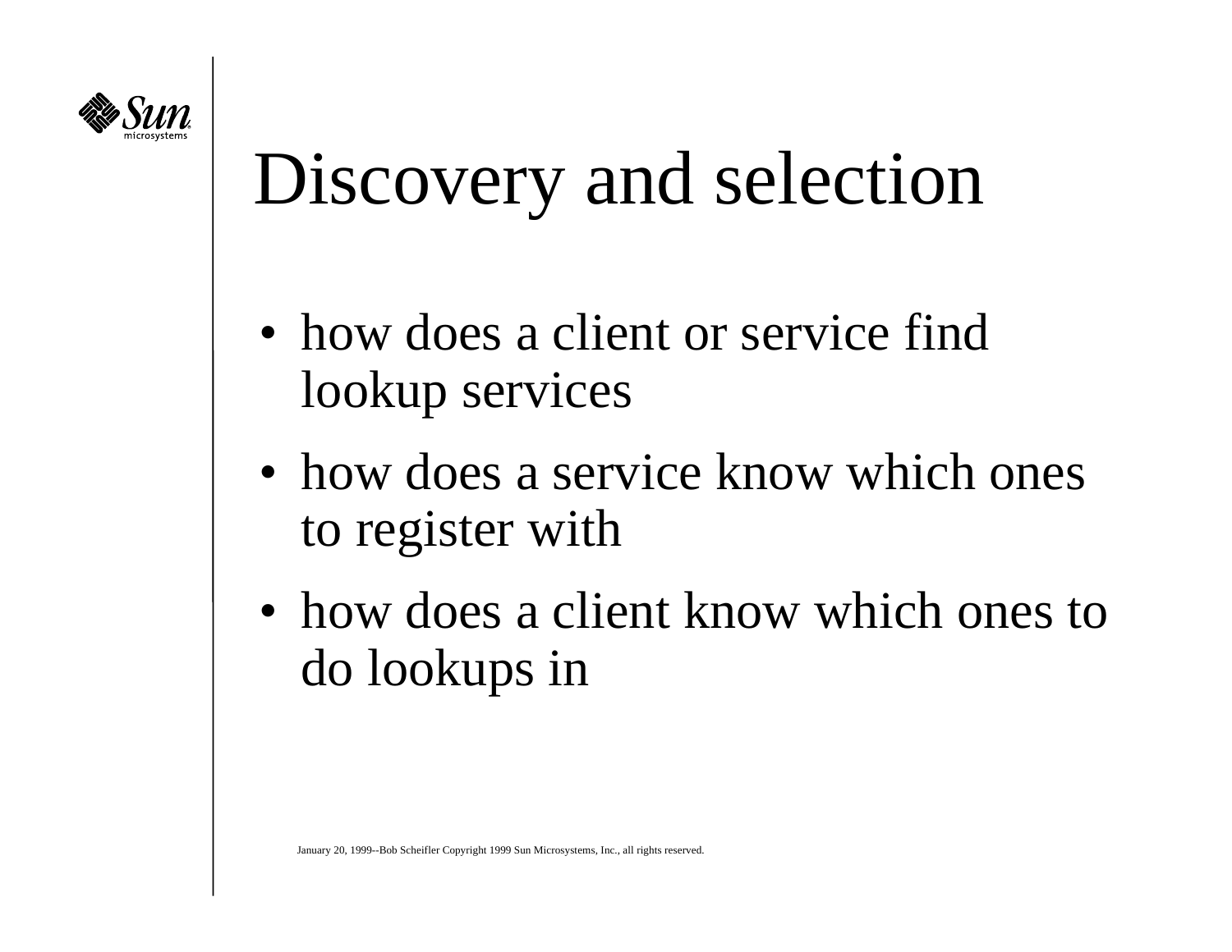# Discovery and selection

- how does a client or service find lookup services
- how does a service know which ones to register with
- how does a client know which ones to do lookups in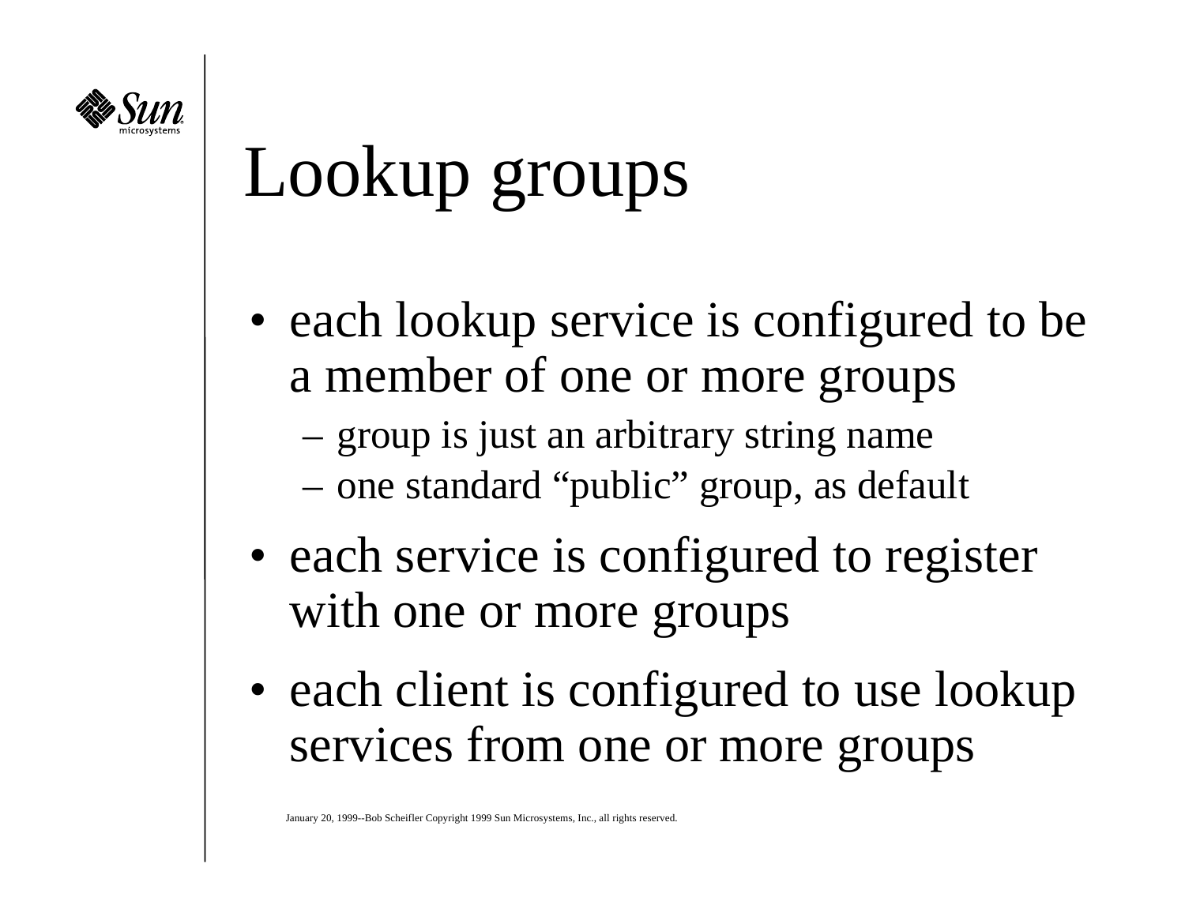# Lookup groups

- each lookup service is configured to be a member of one or more groups
  - group is just an arbitrary string name
  - one standard "public" group, as default
- each service is configured to register with one or more groups
- each client is configured to use lookup services from one or more groups

January 20, 1999--Bob Scheifler Copyright 1999 Sun Microsystems, Inc., all rights reserved.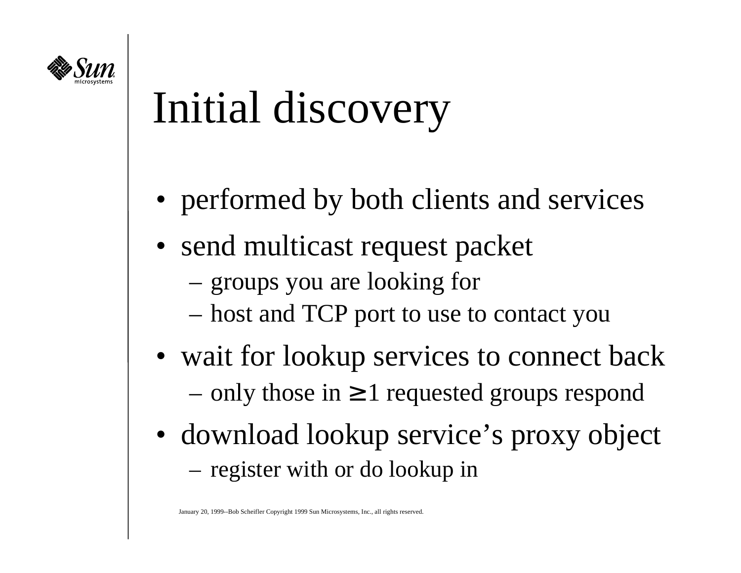# Initial discovery

- performed by both clients and services
- send multicast request packet
  - groups you are looking for
  - host and TCP port to use to contact you
- wait for lookup services to connect back
  - only those in $\geq 1$ requested groups respond
- download lookup service's proxy object
  - register with or do lookup in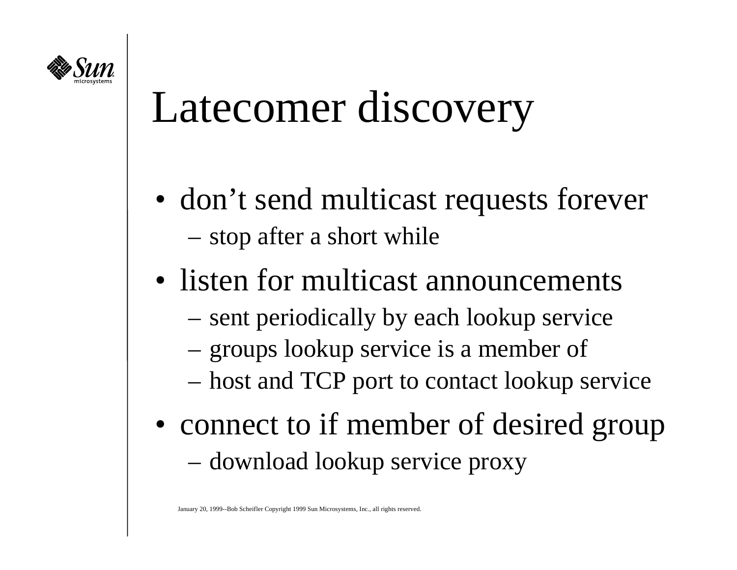# Latecomer discovery

- don’t send multicast requests forever
  - stop after a short while
- listen for multicast announcements
  - sent periodically by each lookup service
  - groups lookup service is a member of
  - host and TCP port to contact lookup service
- connect to if member of desired group
  - download lookup service proxy

January 20, 1999--Bob Scheifler Copyright 1999 Sun Microsystems, Inc., all rights reserved.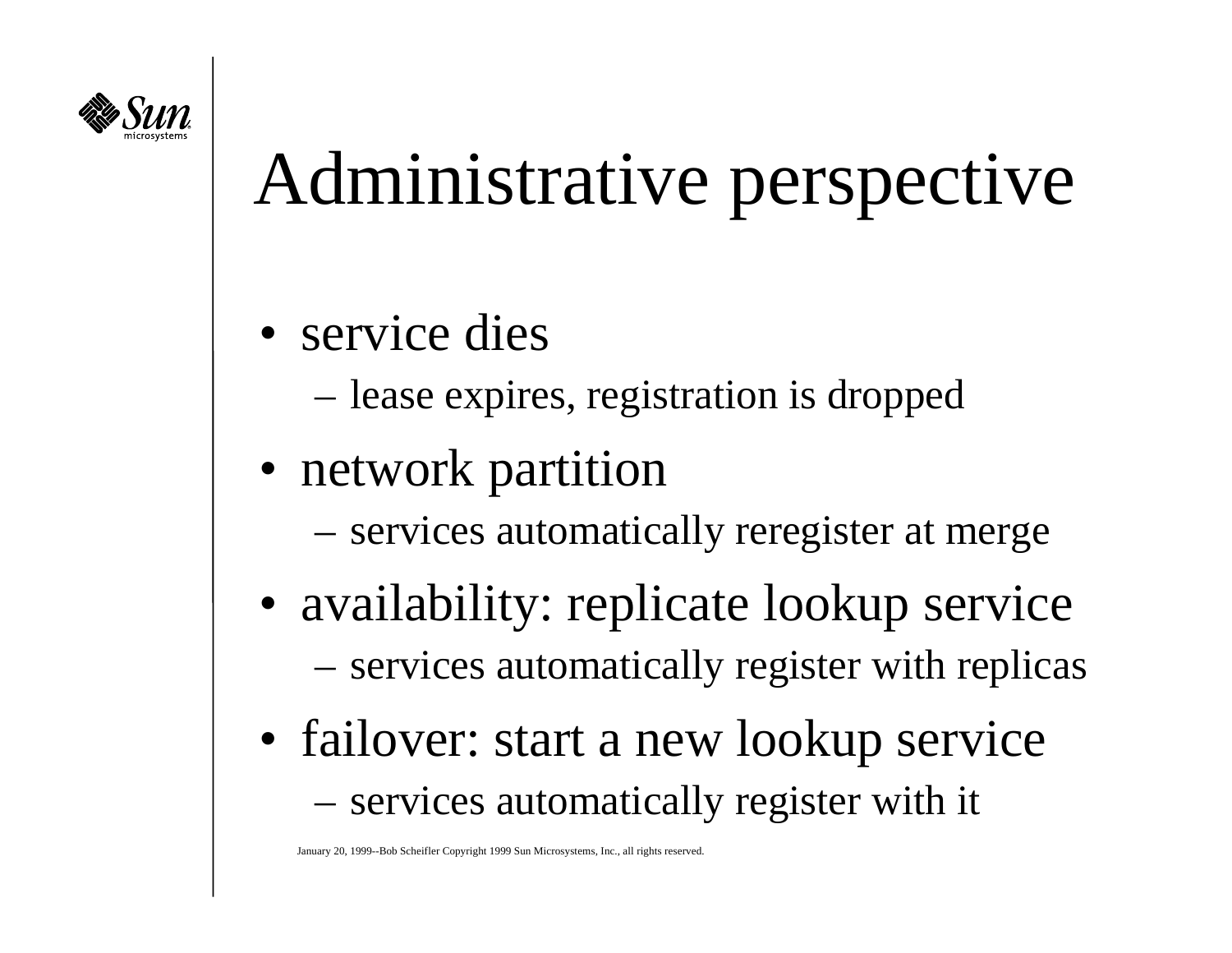# Administrative perspective

- service dies
  - lease expires, registration is dropped
- network partition
  - services automatically reregister at merge
- availability: replicate lookup service
  - services automatically register with replicas
- failover: start a new lookup service
  - services automatically register with it

January 20, 1999--Bob Scheifler Copyright 1999 Sun Microsystems, Inc., all rights reserved.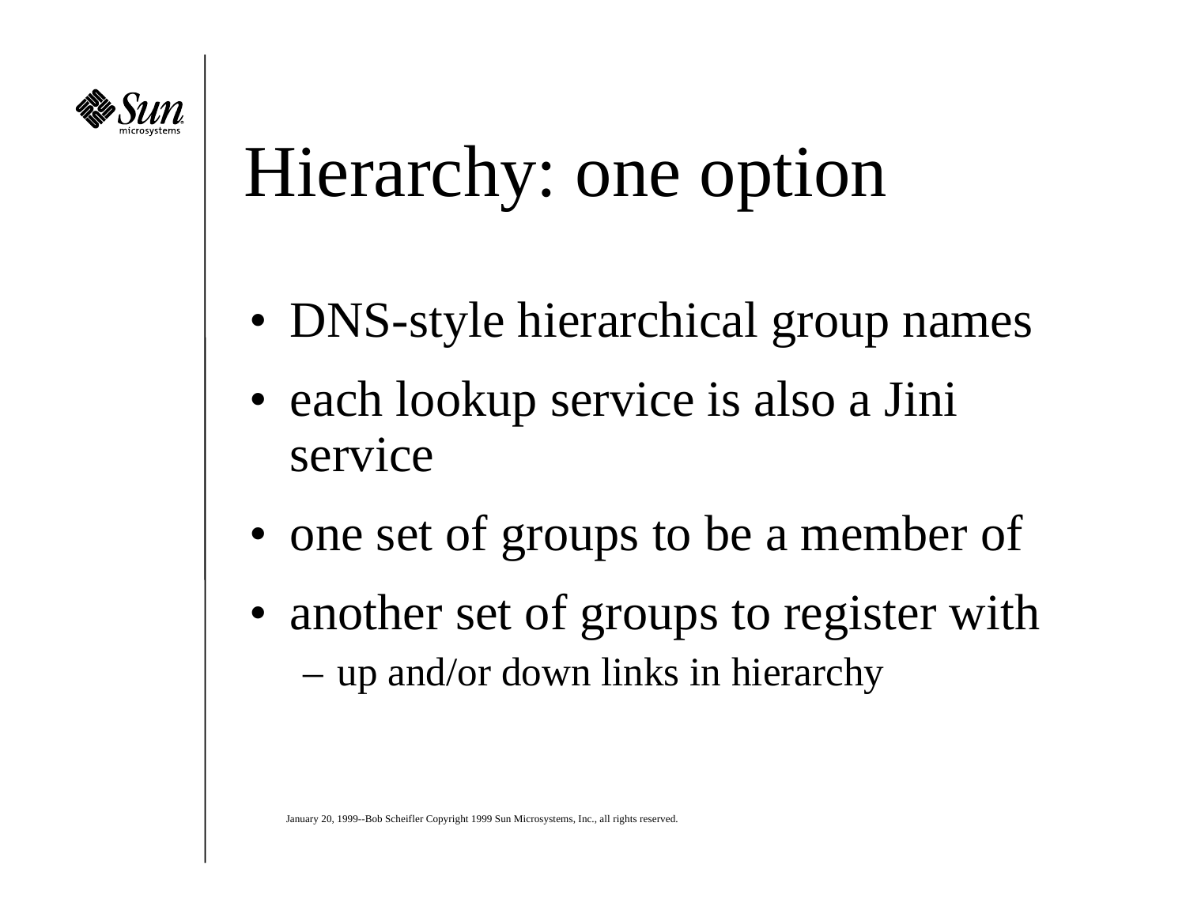# Hierarchy: one option

- DNS-style hierarchical group names
- each lookup service is also a Jini service
- one set of groups to be a member of
- another set of groups to register with
  - up and/or down links in hierarchy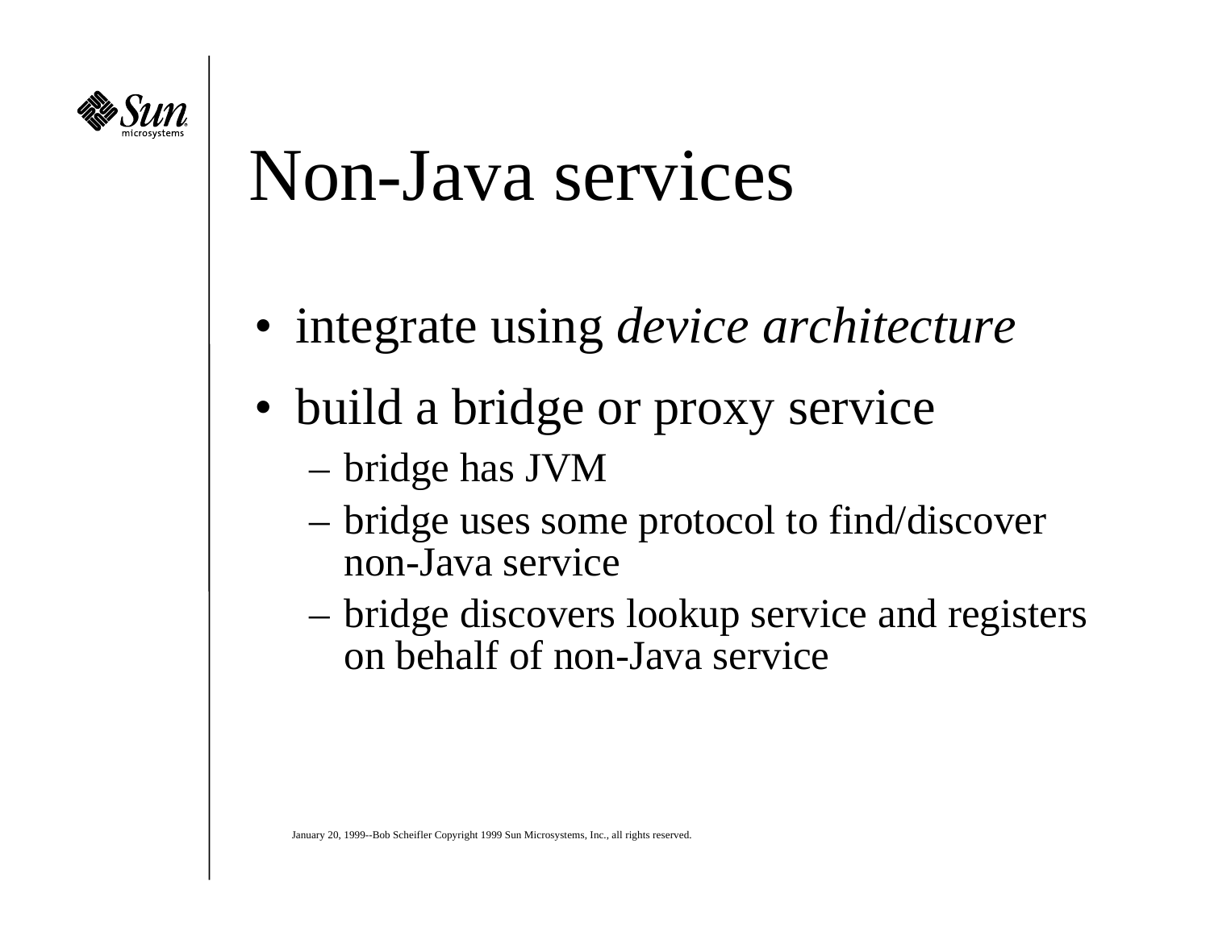# Non-Java services

- integrate using *device architecture*
- build a bridge or proxy service
  - bridge has JVM
  - bridge uses some protocol to find/discover non-Java service
  - bridge discovers lookup service and registers on behalf of non-Java service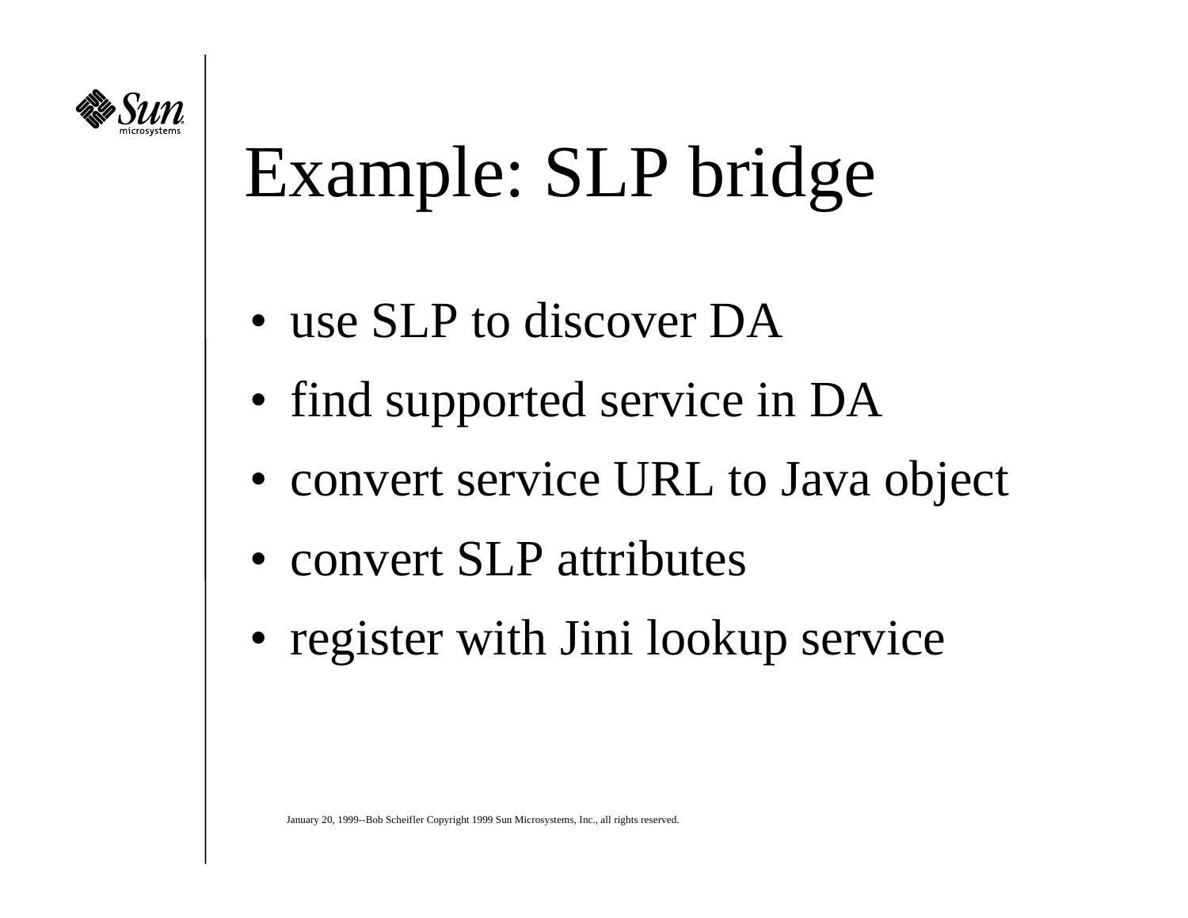# Example: SLP bridge

- use SLP to discover DA
- find supported service in DA
- convert service URL to Java object
- convert SLP attributes
- register with Jini lookup service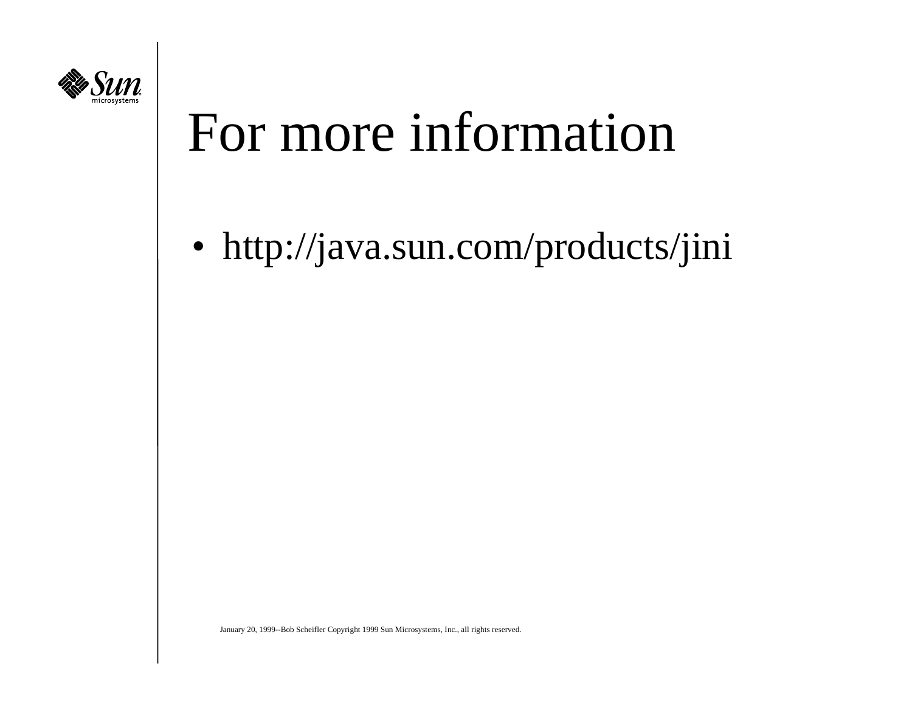# For more information

- http://java.sun.com/products/jini